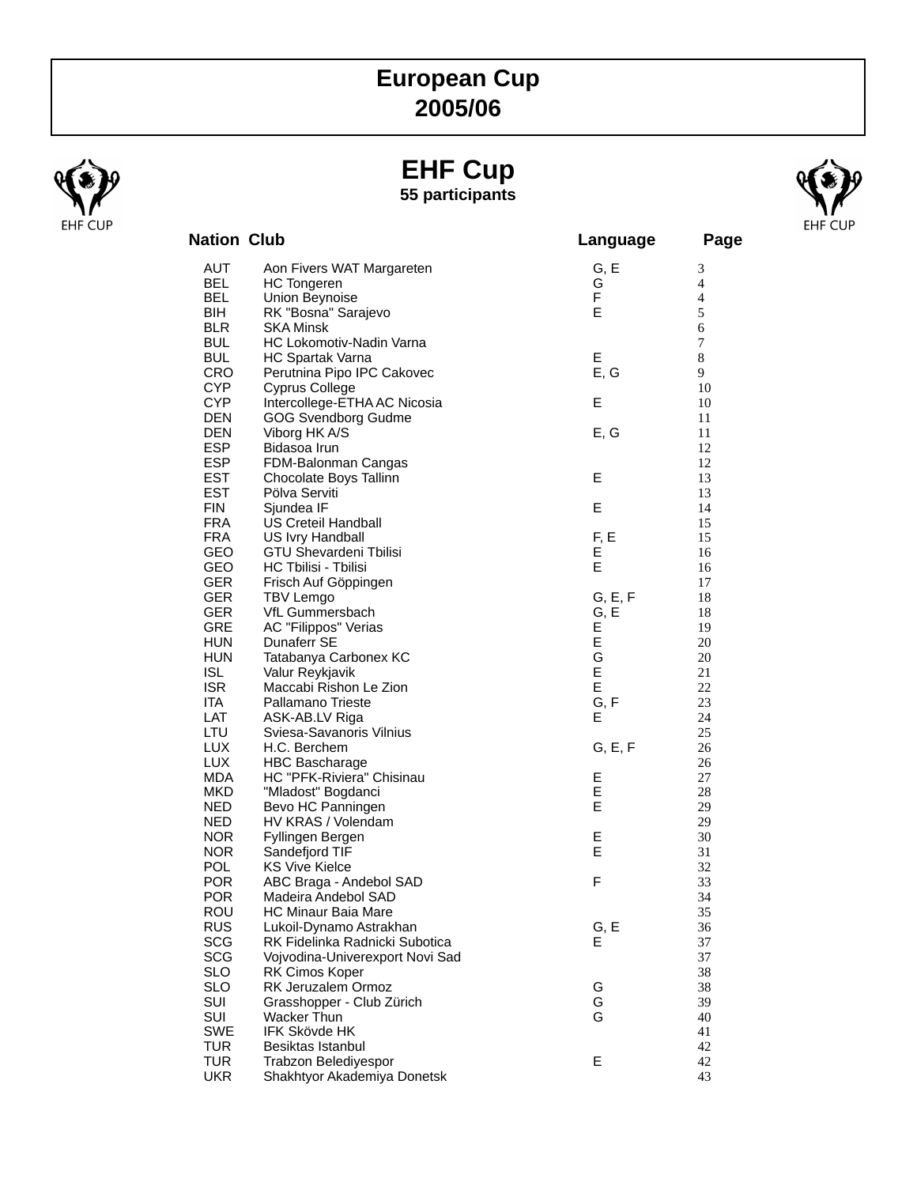# European Cup
# 2005/06

## EHF Cup

**55 participants**

| Nation | Club | Language | Page |
|---|---|---|---|
| AUT | Aon Fivers WAT Margareten | G, E | 3 |
| BEL | HC Tongeren | G | 4 |
| BEL | Union Beynoise | F | 4 |
| BIH | RK "Bosna" Sarajevo | E | 5 |
| BLR | SKA Minsk | | 6 |
| BUL | HC Lokomotiv-Nadin Varna | | 7 |
| BUL | HC Spartak Varna | E | 8 |
| CRO | Perutnina Pipo IPC Cakovec | E, G | 9 |
| CYP | Cyprus College | | 10 |
| CYP | Intercollege-ETHA AC Nicosia | E | 10 |
| DEN | GOG Svendborg Gudme | | 11 |
| DEN | Viborg HK A/S | E, G | 11 |
| ESP | Bidasoa Irun | | 12 |
| ESP | FDM-Balonman Cangas | | 12 |
| EST | Chocolate Boys Tallinn | E | 13 |
| EST | Pölva Serviti | | 13 |
| FIN | Sjundea IF | E | 14 |
| FRA | US Creteil Handball | | 15 |
| FRA | US Ivry Handball | F, E | 15 |
| GEO | GTU Shevardeni Tbilisi | E | 16 |
| GEO | HC Tbilisi - Tbilisi | E | 16 |
| GER | Frisch Auf Göppingen | | 17 |
| GER | TBV Lemgo | G, E, F | 18 |
| GER | VfL Gummersbach | G, E | 18 |
| GRE | AC "Filippos" Verias | E | 19 |
| HUN | Dunaferr SE | E | 20 |
| HUN | Tatabanya Carbonex KC | G | 20 |
| ISL | Valur Reykjavik | E | 21 |
| ISR | Maccabi Rishon Le Zion | E | 22 |
| ITA | Pallamano Trieste | G, F | 23 |
| LAT | ASK-AB.LV Riga | E | 24 |
| LTU | Sviesa-Savanoris Vilnius | | 25 |
| LUX | H.C. Berchem | G, E, F | 26 |
| LUX | HBC Bascharage | | 26 |
| MDA | HC "PFK-Riviera" Chisinau | E | 27 |
| MKD | "Mladost" Bogdanci | E | 28 |
| NED | Bevo HC Panningen | E | 29 |
| NED | HV KRAS / Volendam | | 29 |
| NOR | Fyllingen Bergen | E | 30 |
| NOR | Sandefjord TIF | E | 31 |
| POL | KS Vive Kielce | | 32 |
| POR | ABC Braga - Andebol SAD | F | 33 |
| POR | Madeira Andebol SAD | | 34 |
| ROU | HC Minaur Baia Mare | | 35 |
| RUS | Lukoil-Dynamo Astrakhan | G, E | 36 |
| SCG | RK Fidelinka Radnicki Subotica | E | 37 |
| SCG | Vojvodina-Univerexport Novi Sad | | 37 |
| SLO | RK Cimos Koper | | 38 |
| SLO | RK Jeruzalem Ormoz | G | 38 |
| SUI | Grasshopper - Club Zürich | G | 39 |
| SUI | Wacker Thun | G | 40 |
| SWE | IFK Skövde HK | | 41 |
| TUR | Besiktas Istanbul | | 42 |
| TUR | Trabzon Belediyespor | E | 42 |
| UKR | Shakhtyor Akademiya Donetsk | | 43 |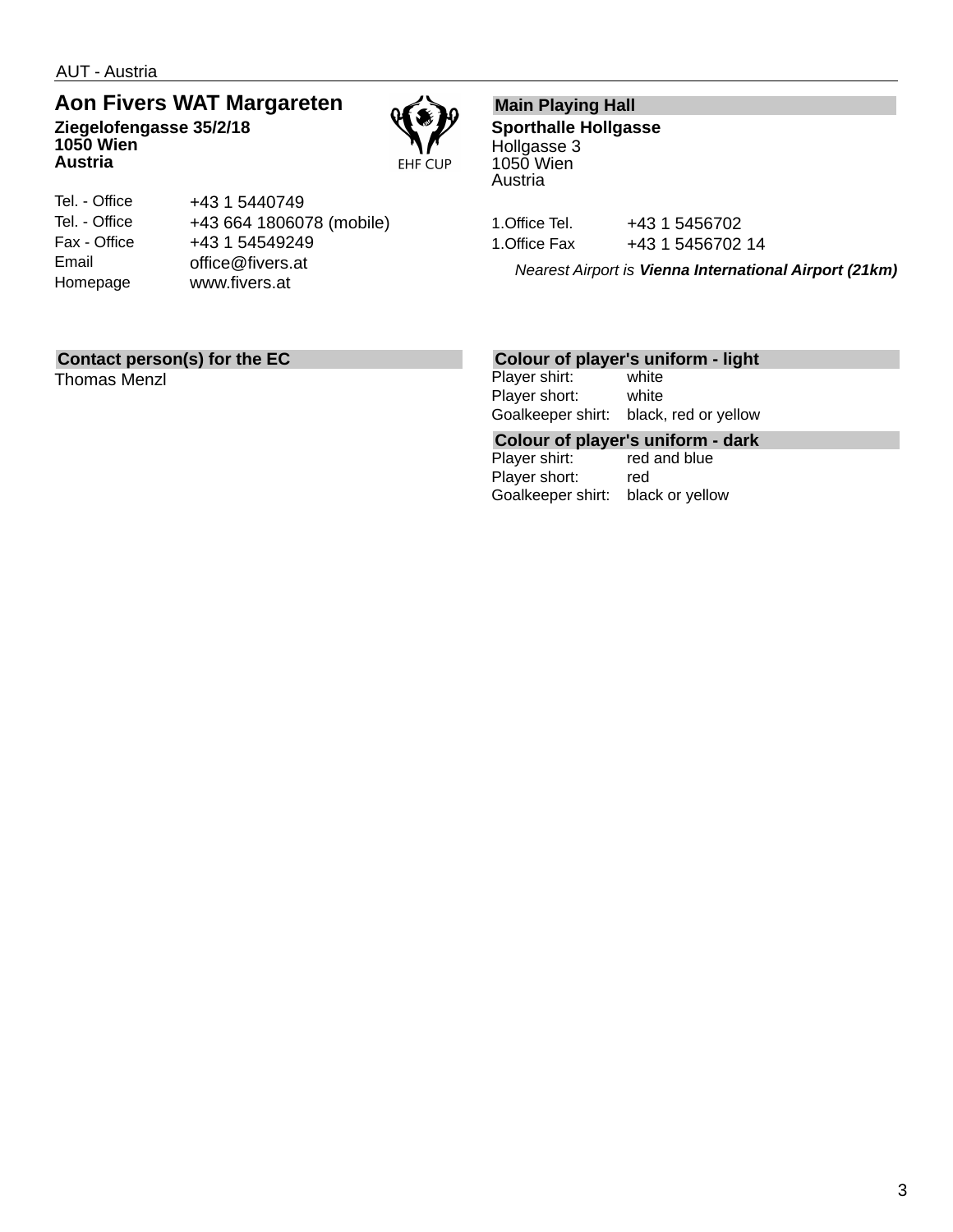AUT - Austria

## Aon Fivers WAT Margareten

**Ziegelofengasse 35/2/18**
**1050 Wien**
**Austria**

EHF CUP

| | |
|---|---|
| Tel. - Office | +43 1 5440749 |
| Tel. - Office | +43 664 1806078 (mobile) |
| Fax - Office | +43 1 54549249 |
| Email | office@fivers.at |
| Homepage | www.fivers.at |

### Main Playing Hall

**Sporthalle Hollgasse**
Hollgasse 3
1050 Wien
Austria

| | |
|---|---|
| 1.Office Tel. | +43 1 5456702 |
| 1.Office Fax | +43 1 5456702 14 |

*Nearest Airport is **Vienna International Airport (21km)***

### Contact person(s) for the EC

Thomas Menzl

### Colour of player's uniform - light

| | |
|---|---|
| Player shirt: | white |
| Player short: | white |
| Goalkeeper shirt: | black, red or yellow |

### Colour of player's uniform - dark

| | |
|---|---|
| Player shirt: | red and blue |
| Player short: | red |
| Goalkeeper shirt: | black or yellow |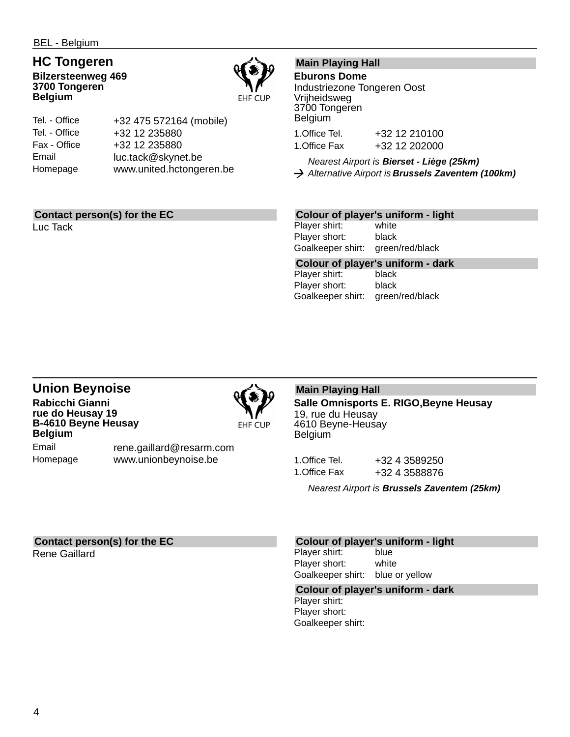BEL - Belgium

## HC Tongeren

**Bilzersteenweg 469**
**3700 Tongeren**
**Belgium**

EHF CUP

| | |
|---|---|
| Tel. - Office | +32 475 572164 (mobile) |
| Tel. - Office | +32 12 235880 |
| Fax - Office | +32 12 235880 |
| Email | luc.tack@skynet.be |
| Homepage | www.united.hctongeren.be |

### Main Playing Hall

**Eburons Dome**
Industriezone Tongeren Oost
Vrijheidsweg
3700 Tongeren
Belgium

| | |
|---|---|
| 1.Office Tel. | +32 12 210100 |
| 1.Office Fax | +32 12 202000 |

*Nearest Airport is* ***Bierset - Liège (25km)***
→ *Alternative Airport is* ***Brussels Zaventem (100km)***

### Contact person(s) for the EC

Luc Tack

### Colour of player's uniform - light

| | |
|---|---|
| Player shirt: | white |
| Player short: | black |
| Goalkeeper shirt: | green/red/black |

### Colour of player's uniform - dark

| | |
|---|---|
| Player shirt: | black |
| Player short: | black |
| Goalkeeper shirt: | green/red/black |

## Union Beynoise

**Rabicchi Gianni**
**rue do Heusay 19**
**B-4610 Beyne Heusay**
**Belgium**

EHF CUP

| | |
|---|---|
| Email | rene.gaillard@resarm.com |
| Homepage | www.unionbeynoise.be |

### Main Playing Hall

**Salle Omnisports E. RIGO,Beyne Heusay**
19, rue du Heusay
4610 Beyne-Heusay
Belgium

| | |
|---|---|
| 1.Office Tel. | +32 4 3589250 |
| 1.Office Fax | +32 4 3588876 |

*Nearest Airport is* ***Brussels Zaventem (25km)***

### Contact person(s) for the EC

Rene Gaillard

### Colour of player's uniform - light

| | |
|---|---|
| Player shirt: | blue |
| Player short: | white |
| Goalkeeper shirt: | blue or yellow |

### Colour of player's uniform - dark

| | |
|---|---|
| Player shirt: | |
| Player short: | |
| Goalkeeper shirt: | |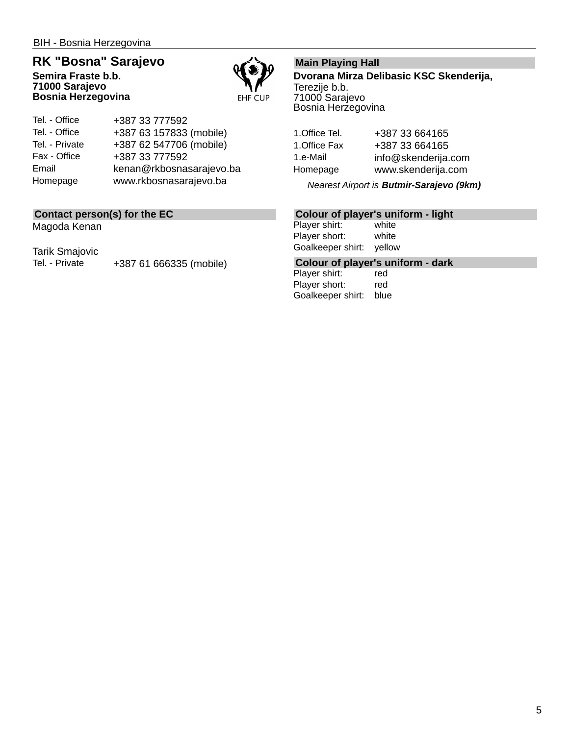BIH - Bosnia Herzegovina

## RK "Bosna" Sarajevo

**Semira Fraste b.b.**
**71000 Sarajevo**
**Bosnia Herzegovina**

EHF CUP

| | |
|---|---|
| Tel. - Office | +387 33 777592 |
| Tel. - Office | +387 63 157833 (mobile) |
| Tel. - Private | +387 62 547706 (mobile) |
| Fax - Office | +387 33 777592 |
| Email | kenan@rkbosnasarajevo.ba |
| Homepage | www.rkbosnasarajevo.ba |

### Contact person(s) for the EC

Magoda Kenan

Tarik Smajovic

| | |
|---|---|
| Tel. - Private | +387 61 666335 (mobile) |

### Main Playing Hall

**Dvorana Mirza Delibasic KSC Skenderija,**
Terezije b.b.
71000 Sarajevo
Bosnia Herzegovina

| | |
|---|---|
| 1.Office Tel. | +387 33 664165 |
| 1.Office Fax | +387 33 664165 |
| 1.e-Mail | info@skenderija.com |
| Homepage | www.skenderija.com |

*Nearest Airport is **Butmir-Sarajevo (9km)***

### Colour of player's uniform - light

| | |
|---|---|
| Player shirt: | white |
| Player short: | white |
| Goalkeeper shirt: | yellow |

### Colour of player's uniform - dark

| | |
|---|---|
| Player shirt: | red |
| Player short: | red |
| Goalkeeper shirt: | blue |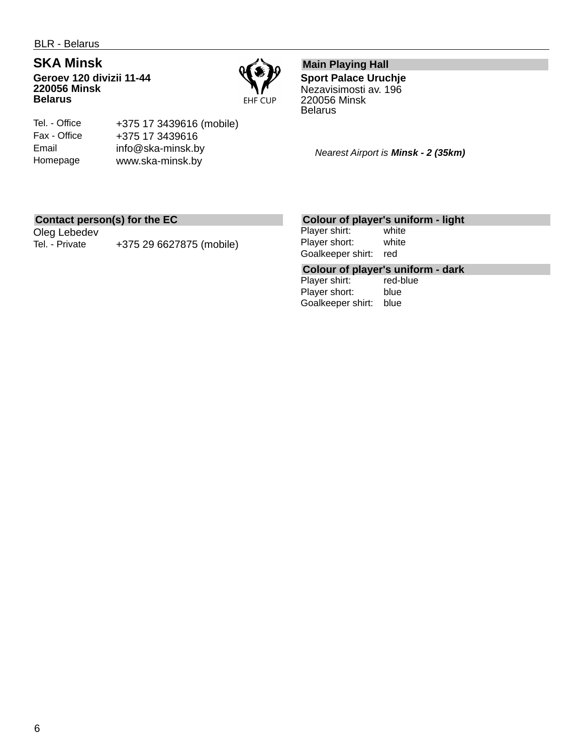BLR - Belarus

## SKA Minsk

**Geroev 120 divizii 11-44**
**220056 Minsk**
**Belarus**

EHF CUP

| | |
|---|---|
| Tel. - Office | +375 17 3439616 (mobile) |
| Fax - Office | +375 17 3439616 |
| Email | info@ska-minsk.by |
| Homepage | www.ska-minsk.by |

### Main Playing Hall

**Sport Palace Uruchje**
Nezavisimosti av. 196
220056 Minsk
Belarus

*Nearest Airport is **Minsk - 2 (35km)***

### Contact person(s) for the EC

Oleg Lebedev

| | |
|---|---|
| Tel. - Private | +375 29 6627875 (mobile) |

### Colour of player's uniform - light

| | |
|---|---|
| Player shirt: | white |
| Player short: | white |
| Goalkeeper shirt: | red |

### Colour of player's uniform - dark

| | |
|---|---|
| Player shirt: | red-blue |
| Player short: | blue |
| Goalkeeper shirt: | blue |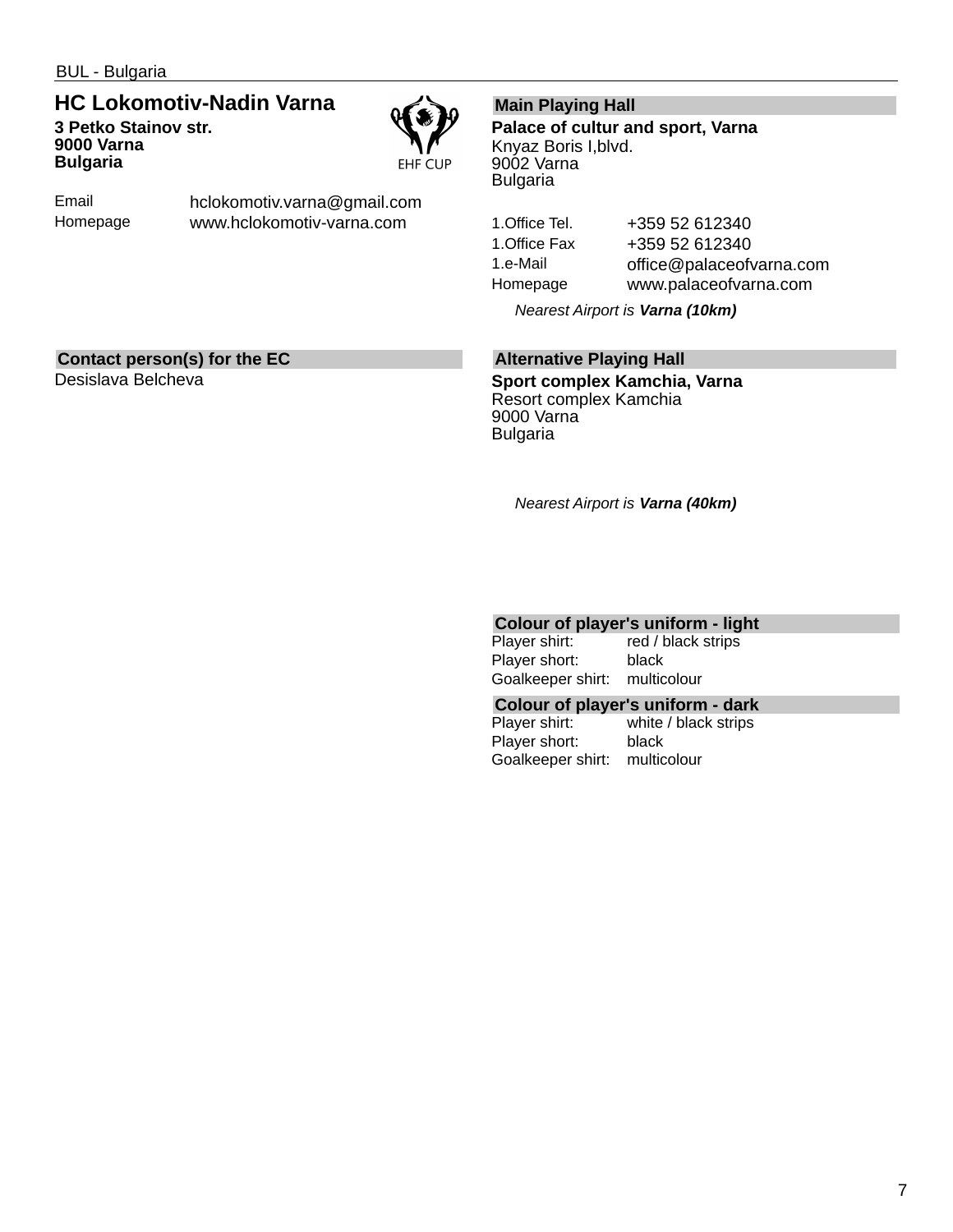BUL - Bulgaria

## HC Lokomotiv-Nadin Varna

**3 Petko Stainov str.**
**9000 Varna**
**Bulgaria**

EHF CUP

| | |
|---|---|
| Email | hclokomotiv.varna@gmail.com |
| Homepage | www.hclokomotiv-varna.com |

### Main Playing Hall

**Palace of cultur and sport, Varna**
Knyaz Boris I,blvd.
9002 Varna
Bulgaria

| | |
|---|---|
| 1.Office Tel. | +359 52 612340 |
| 1.Office Fax | +359 52 612340 |
| 1.e-Mail | office@palaceofvarna.com |
| Homepage | www.palaceofvarna.com |

*Nearest Airport is **Varna (10km)***

### Contact person(s) for the EC

Desislava Belcheva

### Alternative Playing Hall

**Sport complex Kamchia, Varna**
Resort complex Kamchia
9000 Varna
Bulgaria

*Nearest Airport is **Varna (40km)***

### Colour of player's uniform - light

| | |
|---|---|
| Player shirt: | red / black strips |
| Player short: | black |
| Goalkeeper shirt: | multicolour |

### Colour of player's uniform - dark

| | |
|---|---|
| Player shirt: | white / black strips |
| Player short: | black |
| Goalkeeper shirt: | multicolour |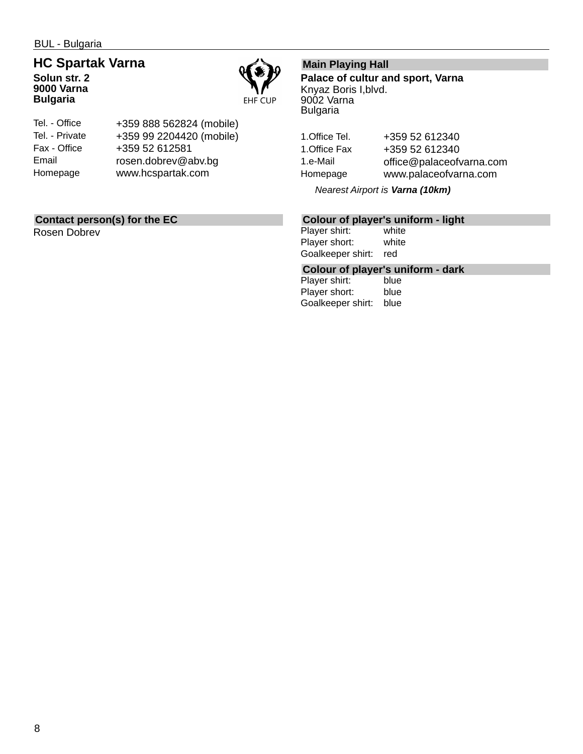BUL - Bulgaria

## HC Spartak Varna

**Solun str. 2**
**9000 Varna**
**Bulgaria**

EHF CUP

| | |
|---|---|
| Tel. - Office | +359 888 562824 (mobile) |
| Tel. - Private | +359 99 2204420 (mobile) |
| Fax - Office | +359 52 612581 |
| Email | rosen.dobrev@abv.bg |
| Homepage | www.hcspartak.com |

### Main Playing Hall

**Palace of cultur and sport, Varna**
Knyaz Boris I,blvd.
9002 Varna
Bulgaria

| | |
|---|---|
| 1.Office Tel. | +359 52 612340 |
| 1.Office Fax | +359 52 612340 |
| 1.e-Mail | office@palaceofvarna.com |
| Homepage | www.palaceofvarna.com |

*Nearest Airport is **Varna (10km)***

### Contact person(s) for the EC

Rosen Dobrev

### Colour of player's uniform - light

| | |
|---|---|
| Player shirt: | white |
| Player short: | white |
| Goalkeeper shirt: | red |

### Colour of player's uniform - dark

| | |
|---|---|
| Player shirt: | blue |
| Player short: | blue |
| Goalkeeper shirt: | blue |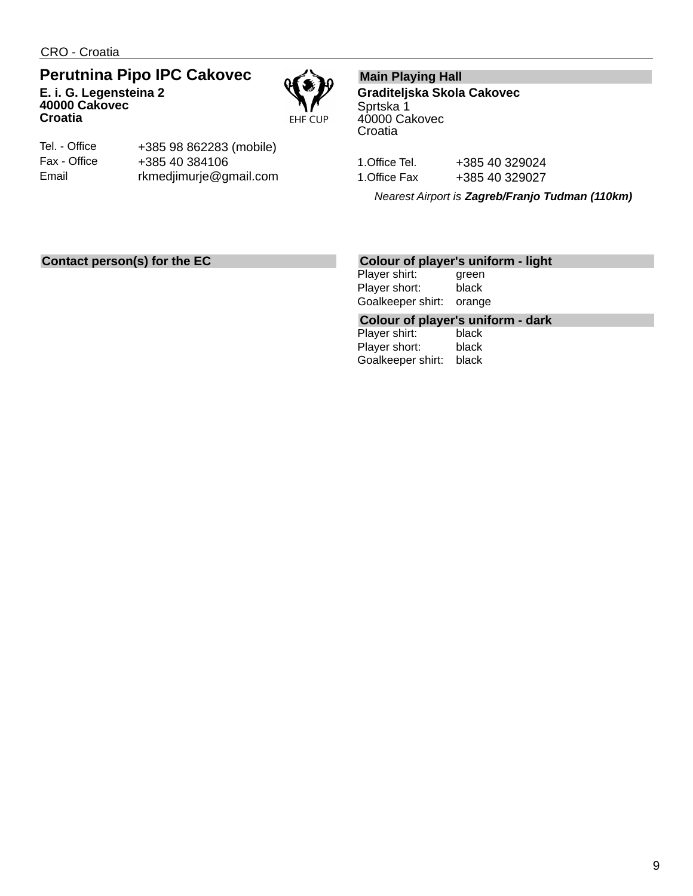CRO - Croatia

## Perutnina Pipo IPC Cakovec

**E. i. G. Legensteina 2**
**40000 Cakovec**
**Croatia**

EHF CUP

| | |
|---|---|
| Tel. - Office | +385 98 862283 (mobile) |
| Fax - Office | +385 40 384106 |
| Email | rkmedjimurje@gmail.com |

### Main Playing Hall

**Graditeljska Skola Cakovec**
Sprtska 1
40000 Cakovec
Croatia

| | |
|---|---|
| 1.Office Tel. | +385 40 329024 |
| 1.Office Fax | +385 40 329027 |

*Nearest Airport is **Zagreb/Franjo Tudman (110km)***

### Contact person(s) for the EC

### Colour of player's uniform - light

| | |
|---|---|
| Player shirt: | green |
| Player short: | black |
| Goalkeeper shirt: | orange |

### Colour of player's uniform - dark

| | |
|---|---|
| Player shirt: | black |
| Player short: | black |
| Goalkeeper shirt: | black |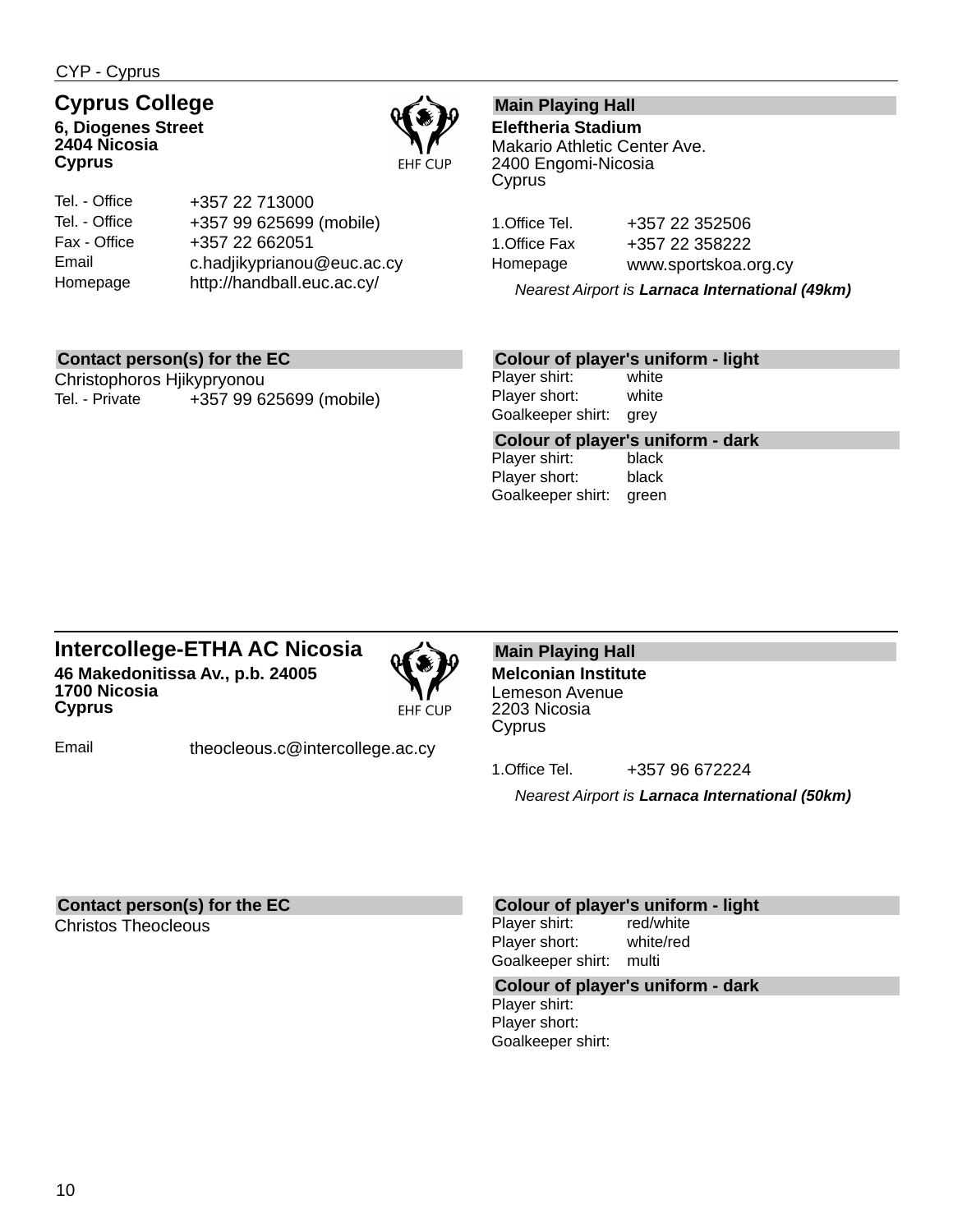CYP - Cyprus

## Cyprus College

**6, Diogenes Street**
**2404 Nicosia**
**Cyprus**

EHF CUP

| | |
|---|---|
| Tel. - Office | +357 22 713000 |
| Tel. - Office | +357 99 625699 (mobile) |
| Fax - Office | +357 22 662051 |
| Email | c.hadjikyprianou@euc.ac.cy |
| Homepage | http://handball.euc.ac.cy/ |

### Main Playing Hall

**Eleftheria Stadium**
Makario Athletic Center Ave.
2400 Engomi-Nicosia
Cyprus

| | |
|---|---|
| 1.Office Tel. | +357 22 352506 |
| 1.Office Fax | +357 22 358222 |
| Homepage | www.sportskoa.org.cy |

*Nearest Airport is **Larnaca International (49km)***

### Contact person(s) for the EC

Christophoros Hjikypryonou

| | |
|---|---|
| Tel. - Private | +357 99 625699 (mobile) |

### Colour of player's uniform - light

| | |
|---|---|
| Player shirt: | white |
| Player short: | white |
| Goalkeeper shirt: | grey |

### Colour of player's uniform - dark

| | |
|---|---|
| Player shirt: | black |
| Player short: | black |
| Goalkeeper shirt: | green |

---

## Intercollege-ETHA AC Nicosia

**46 Makedonitissa Av., p.b. 24005**
**1700 Nicosia**
**Cyprus**

EHF CUP

| | |
|---|---|
| Email | theocleous.c@intercollege.ac.cy |

### Main Playing Hall

**Melconian Institute**
Lemeson Avenue
2203 Nicosia
Cyprus

| | |
|---|---|
| 1.Office Tel. | +357 96 672224 |

*Nearest Airport is **Larnaca International (50km)***

### Contact person(s) for the EC

Christos Theocleous

### Colour of player's uniform - light

| | |
|---|---|
| Player shirt: | red/white |
| Player short: | white/red |
| Goalkeeper shirt: | multi |

### Colour of player's uniform - dark

| | |
|---|---|
| Player shirt: | |
| Player short: | |
| Goalkeeper shirt: | |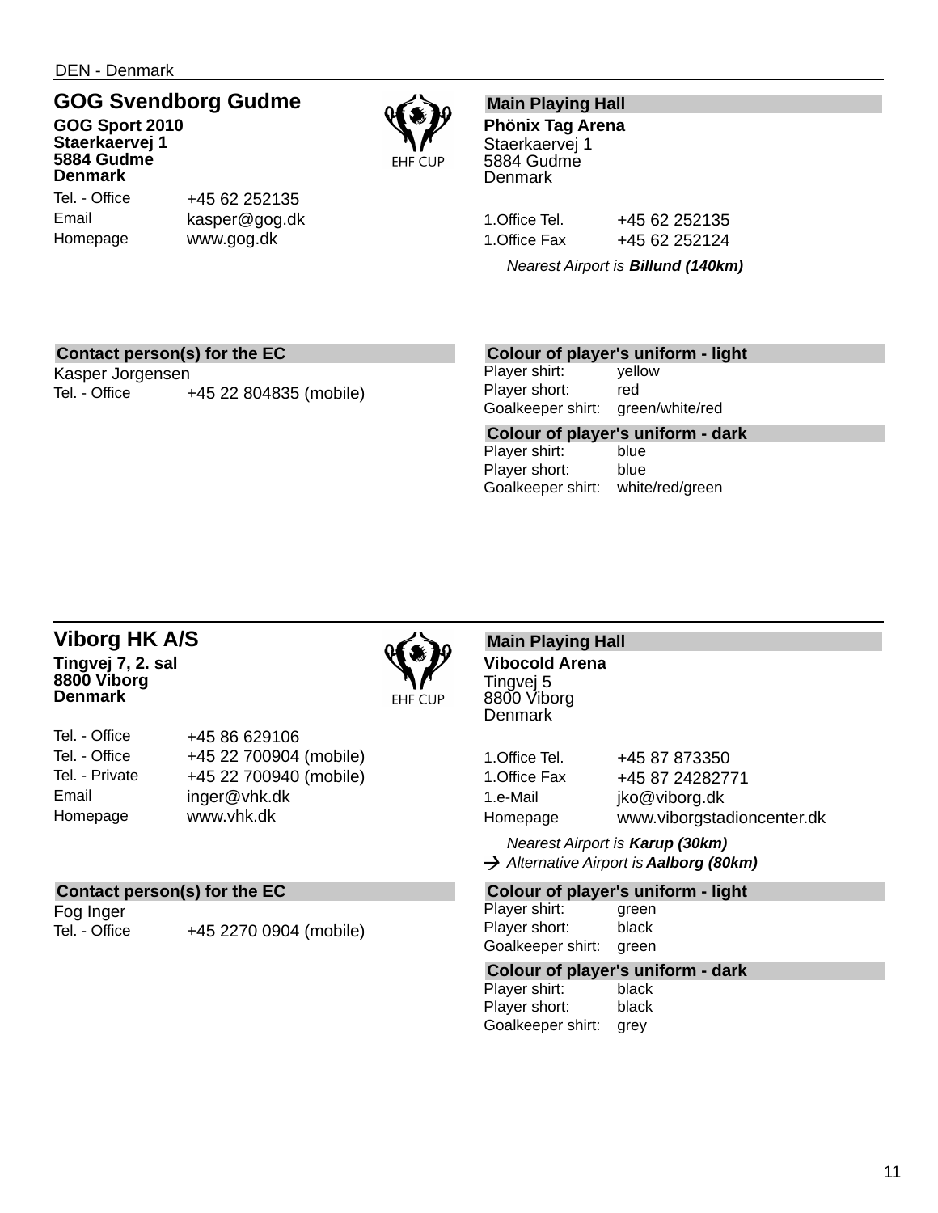DEN - Denmark

## GOG Svendborg Gudme

**GOG Sport 2010**
**Staerkaervej 1**
**5884 Gudme**
**Denmark**

EHF CUP

| | |
|---|---|
| Tel. - Office | +45 62 252135 |
| Email | kasper@gog.dk |
| Homepage | www.gog.dk |

### Main Playing Hall

**Phönix Tag Arena**
Staerkaervej 1
5884 Gudme
Denmark

| | |
|---|---|
| 1.Office Tel. | +45 62 252135 |
| 1.Office Fax | +45 62 252124 |

*Nearest Airport is **Billund (140km)***

### Contact person(s) for the EC

Kasper Jorgensen

| | |
|---|---|
| Tel. - Office | +45 22 804835 (mobile) |

### Colour of player's uniform - light

| | |
|---|---|
| Player shirt: | yellow |
| Player short: | red |
| Goalkeeper shirt: | green/white/red |

### Colour of player's uniform - dark

| | |
|---|---|
| Player shirt: | blue |
| Player short: | blue |
| Goalkeeper shirt: | white/red/green |

---

## Viborg HK A/S

**Tingvej 7, 2. sal**
**8800 Viborg**
**Denmark**

EHF CUP

| | |
|---|---|
| Tel. - Office | +45 86 629106 |
| Tel. - Office | +45 22 700904 (mobile) |
| Tel. - Private | +45 22 700940 (mobile) |
| Email | inger@vhk.dk |
| Homepage | www.vhk.dk |

### Main Playing Hall

**Vibocold Arena**
Tingvej 5
8800 Viborg
Denmark

| | |
|---|---|
| 1.Office Tel. | +45 87 873350 |
| 1.Office Fax | +45 87 24282771 |
| 1.e-Mail | jko@viborg.dk |
| Homepage | www.viborgstadioncenter.dk |

*Nearest Airport is **Karup (30km)***
→ *Alternative Airport is **Aalborg (80km)***

### Contact person(s) for the EC

Fog Inger

| | |
|---|---|
| Tel. - Office | +45 2270 0904 (mobile) |

### Colour of player's uniform - light

| | |
|---|---|
| Player shirt: | green |
| Player short: | black |
| Goalkeeper shirt: | green |

### Colour of player's uniform - dark

| | |
|---|---|
| Player shirt: | black |
| Player short: | black |
| Goalkeeper shirt: | grey |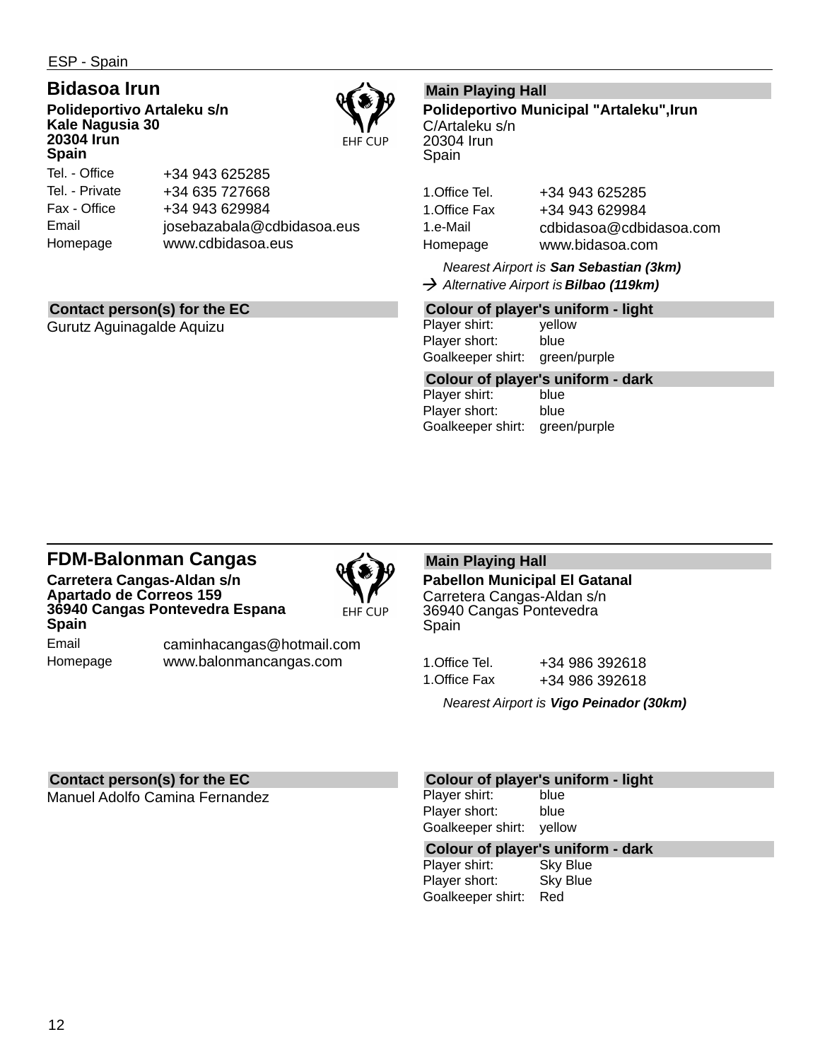ESP - Spain

## Bidasoa Irun

**Polideportivo Artaleku s/n**
**Kale Nagusia 30**
**20304 Irun**
**Spain**

EHF CUP

| | |
|---|---|
| Tel. - Office | +34 943 625285 |
| Tel. - Private | +34 635 727668 |
| Fax - Office | +34 943 629984 |
| Email | josebazabala@cdbidasoa.eus |
| Homepage | www.cdbidasoa.eus |

### Main Playing Hall

**Polideportivo Municipal "Artaleku",Irun**
C/Artaleku s/n
20304 Irun
Spain

| | |
|---|---|
| 1.Office Tel. | +34 943 625285 |
| 1.Office Fax | +34 943 629984 |
| 1.e-Mail | cdbidasoa@cdbidasoa.com |
| Homepage | www.bidasoa.com |

*Nearest Airport is **San Sebastian (3km)***
→ *Alternative Airport is **Bilbao (119km)***

### Contact person(s) for the EC

Gurutz Aguinagalde Aquizu

### Colour of player's uniform - light

| | |
|---|---|
| Player shirt: | yellow |
| Player short: | blue |
| Goalkeeper shirt: | green/purple |

### Colour of player's uniform - dark

| | |
|---|---|
| Player shirt: | blue |
| Player short: | blue |
| Goalkeeper shirt: | green/purple |

## FDM-Balonman Cangas

**Carretera Cangas-Aldan s/n**
**Apartado de Correos 159**
**36940 Cangas Pontevedra Espana**
**Spain**

EHF CUP

| | |
|---|---|
| Email | caminhacangas@hotmail.com |
| Homepage | www.balonmancangas.com |

### Main Playing Hall

**Pabellon Municipal El Gatanal**
Carretera Cangas-Aldan s/n
36940 Cangas Pontevedra
Spain

| | |
|---|---|
| 1.Office Tel. | +34 986 392618 |
| 1.Office Fax | +34 986 392618 |

*Nearest Airport is **Vigo Peinador (30km)***

### Contact person(s) for the EC

Manuel Adolfo Camina Fernandez

### Colour of player's uniform - light

| | |
|---|---|
| Player shirt: | blue |
| Player short: | blue |
| Goalkeeper shirt: | yellow |

### Colour of player's uniform - dark

| | |
|---|---|
| Player shirt: | Sky Blue |
| Player short: | Sky Blue |
| Goalkeeper shirt: | Red |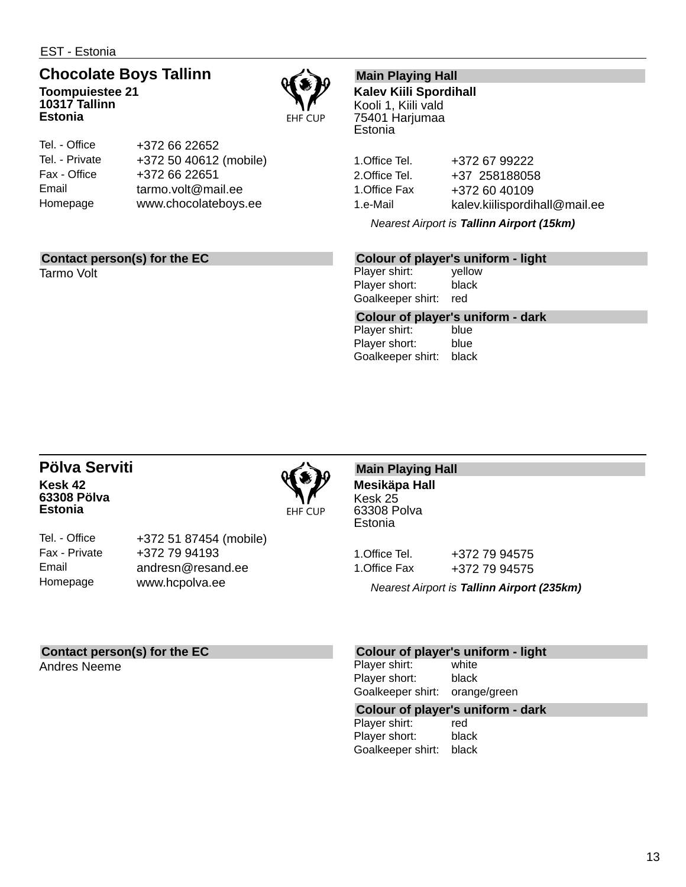EST - Estonia

## Chocolate Boys Tallinn

**Toompuiestee 21**
**10317 Tallinn**
**Estonia**

EHF CUP

| | |
|---|---|
| Tel. - Office | +372 66 22652 |
| Tel. - Private | +372 50 40612 (mobile) |
| Fax - Office | +372 66 22651 |
| Email | tarmo.volt@mail.ee |
| Homepage | www.chocolateboys.ee |

### Main Playing Hall

**Kalev Kiili Spordihall**
Kooli 1, Kiili vald
75401 Harjumaa
Estonia

| | |
|---|---|
| 1.Office Tel. | +372 67 99222 |
| 2.Office Tel. | +37 258188058 |
| 1.Office Fax | +372 60 40109 |
| 1.e-Mail | kalev.kiilispordihall@mail.ee |

*Nearest Airport is* ***Tallinn Airport (15km)***

### Contact person(s) for the EC

Tarmo Volt

### Colour of player's uniform - light

| | |
|---|---|
| Player shirt: | yellow |
| Player short: | black |
| Goalkeeper shirt: | red |

### Colour of player's uniform - dark

| | |
|---|---|
| Player shirt: | blue |
| Player short: | blue |
| Goalkeeper shirt: | black |

---

## Pölva Serviti

**Kesk 42**
**63308 Pölva**
**Estonia**

EHF CUP

| | |
|---|---|
| Tel. - Office | +372 51 87454 (mobile) |
| Fax - Private | +372 79 94193 |
| Email | andresn@resand.ee |
| Homepage | www.hcpolva.ee |

### Main Playing Hall

**Mesikäpa Hall**
Kesk 25
63308 Polva
Estonia

| | |
|---|---|
| 1.Office Tel. | +372 79 94575 |
| 1.Office Fax | +372 79 94575 |

*Nearest Airport is* ***Tallinn Airport (235km)***

### Contact person(s) for the EC

Andres Neeme

### Colour of player's uniform - light

| | |
|---|---|
| Player shirt: | white |
| Player short: | black |
| Goalkeeper shirt: | orange/green |

### Colour of player's uniform - dark

| | |
|---|---|
| Player shirt: | red |
| Player short: | black |
| Goalkeeper shirt: | black |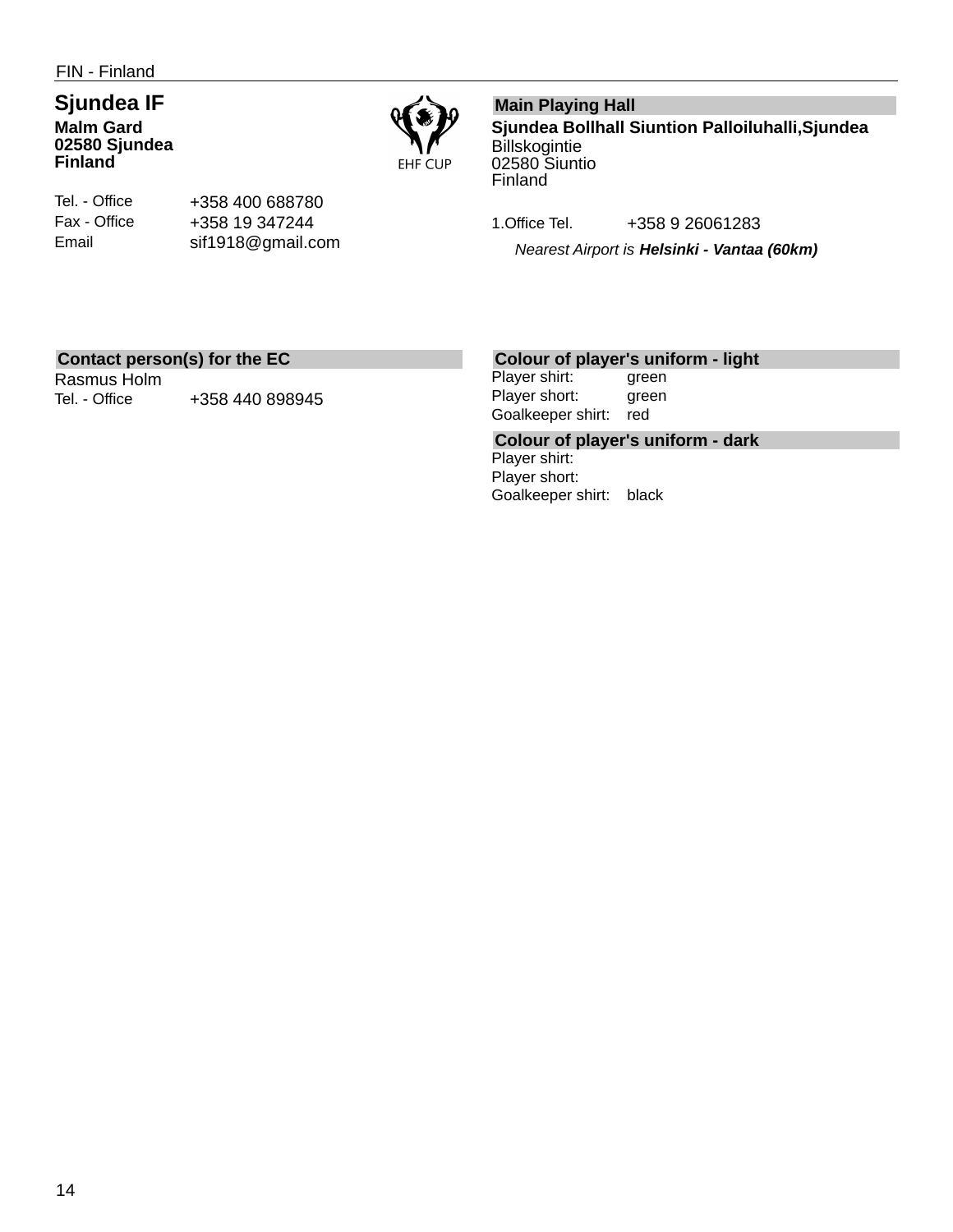FIN - Finland

## Sjundea IF

**Malm Gard**
**02580 Sjundea**
**Finland**

EHF CUP

| | |
|---|---|
| Tel. - Office | +358 400 688780 |
| Fax - Office | +358 19 347244 |
| Email | sif1918@gmail.com |

### Main Playing Hall

**Sjundea Bollhall Siuntion Palloiluhalli,Sjundea**
Billskogintie
02580 Siuntio
Finland

| | |
|---|---|
| 1.Office Tel. | +358 9 26061283 |

*Nearest Airport is **Helsinki - Vantaa (60km)***

### Contact person(s) for the EC

Rasmus Holm

| | |
|---|---|
| Tel. - Office | +358 440 898945 |

### Colour of player's uniform - light

| | |
|---|---|
| Player shirt: | green |
| Player short: | green |
| Goalkeeper shirt: | red |

### Colour of player's uniform - dark

| | |
|---|---|
| Player shirt: | |
| Player short: | |
| Goalkeeper shirt: | black |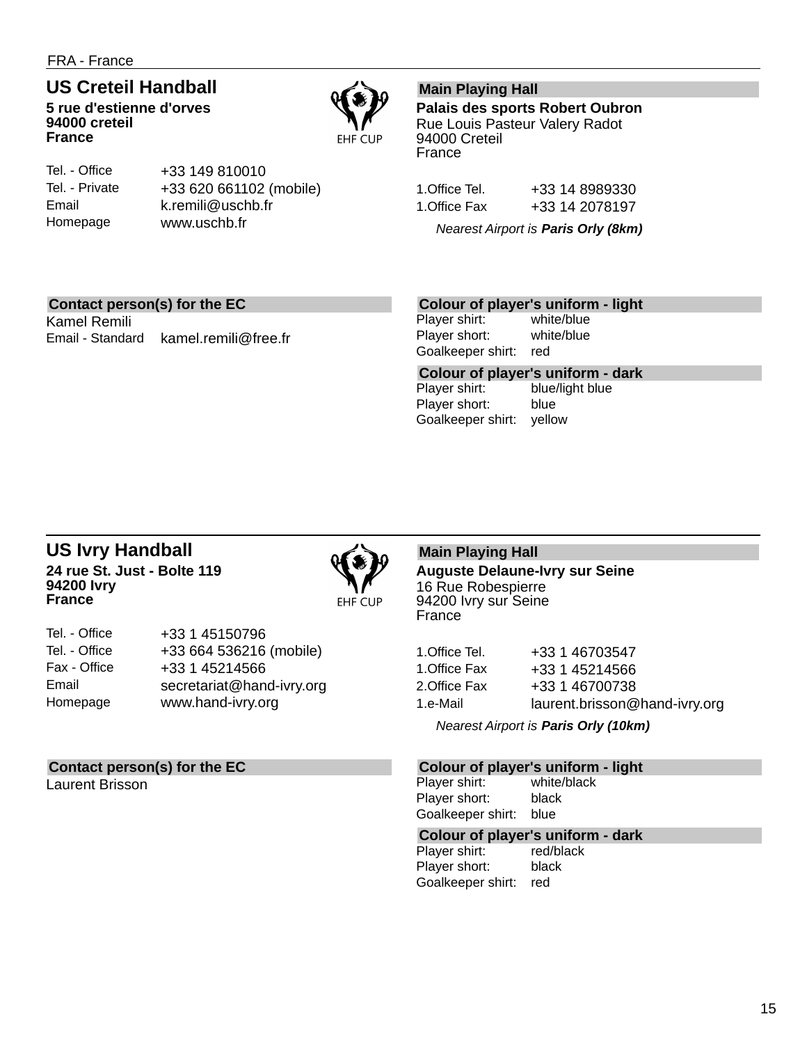FRA - France

## US Creteil Handball

**5 rue d'estienne d'orves**
**94000 creteil**
**France**

EHF CUP

| | |
|---|---|
| Tel. - Office | +33 149 810010 |
| Tel. - Private | +33 620 661102 (mobile) |
| Email | k.remili@uschb.fr |
| Homepage | www.uschb.fr |

### Main Playing Hall

**Palais des sports Robert Oubron**
Rue Louis Pasteur Valery Radot
94000 Creteil
France

| | |
|---|---|
| 1.Office Tel. | +33 14 8989330 |
| 1.Office Fax | +33 14 2078197 |

*Nearest Airport is **Paris Orly (8km)***

### Contact person(s) for the EC

Kamel Remili

| | |
|---|---|
| Email - Standard | kamel.remili@free.fr |

### Colour of player's uniform - light

| | |
|---|---|
| Player shirt: | white/blue |
| Player short: | white/blue |
| Goalkeeper shirt: | red |

### Colour of player's uniform - dark

| | |
|---|---|
| Player shirt: | blue/light blue |
| Player short: | blue |
| Goalkeeper shirt: | yellow |

## US Ivry Handball

**24 rue St. Just - Bolte 119**
**94200 Ivry**
**France**

EHF CUP

| | |
|---|---|
| Tel. - Office | +33 1 45150796 |
| Tel. - Office | +33 664 536216 (mobile) |
| Fax - Office | +33 1 45214566 |
| Email | secretariat@hand-ivry.org |
| Homepage | www.hand-ivry.org |

### Main Playing Hall

**Auguste Delaune-Ivry sur Seine**
16 Rue Robespierre
94200 Ivry sur Seine
France

| | |
|---|---|
| 1.Office Tel. | +33 1 46703547 |
| 1.Office Fax | +33 1 45214566 |
| 2.Office Fax | +33 1 46700738 |
| 1.e-Mail | laurent.brisson@hand-ivry.org |

*Nearest Airport is **Paris Orly (10km)***

### Contact person(s) for the EC

Laurent Brisson

### Colour of player's uniform - light

| | |
|---|---|
| Player shirt: | white/black |
| Player short: | black |
| Goalkeeper shirt: | blue |

### Colour of player's uniform - dark

| | |
|---|---|
| Player shirt: | red/black |
| Player short: | black |
| Goalkeeper shirt: | red |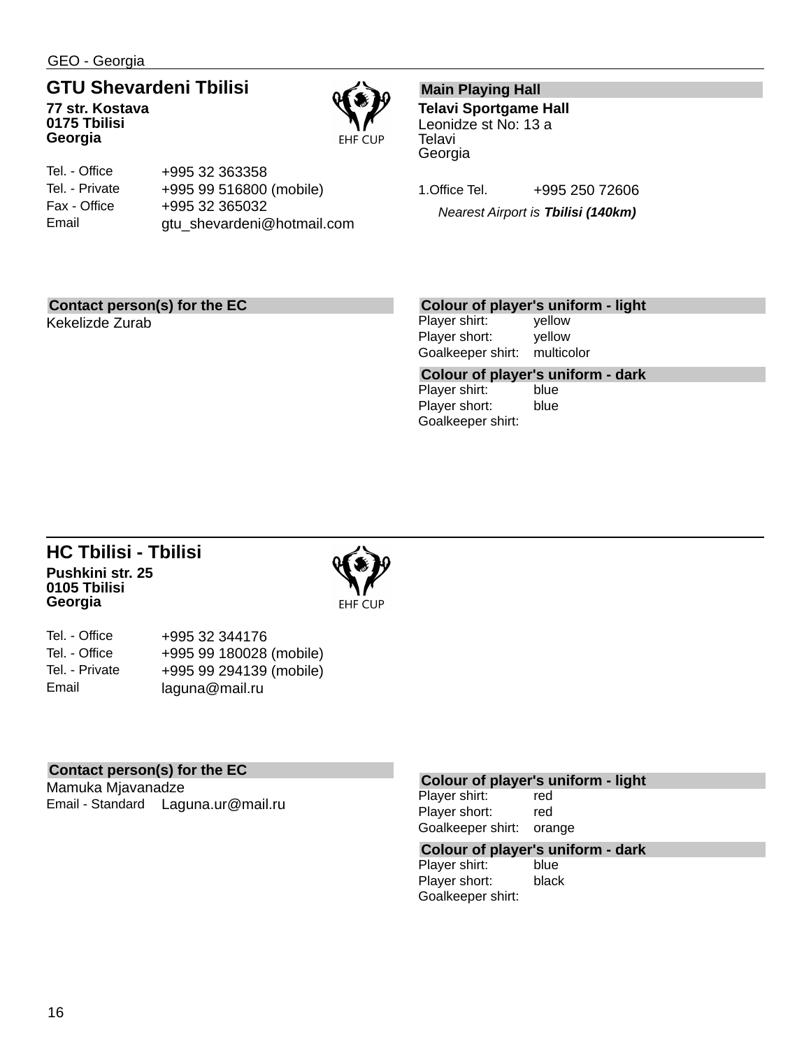GEO - Georgia

## GTU Shevardeni Tbilisi

**77 str. Kostava**
**0175 Tbilisi**
**Georgia**

EHF CUP

| | |
|---|---|
| Tel. - Office | +995 32 363358 |
| Tel. - Private | +995 99 516800 (mobile) |
| Fax - Office | +995 32 365032 |
| Email | gtu_shevardeni@hotmail.com |

### Main Playing Hall

**Telavi Sportgame Hall**
Leonidze st No: 13 a
Telavi
Georgia

1.Office Tel. +995 250 72606

*Nearest Airport is **Tbilisi (140km)***

### Contact person(s) for the EC

Kekelizde Zurab

### Colour of player's uniform - light

| | |
|---|---|
| Player shirt: | yellow |
| Player short: | yellow |
| Goalkeeper shirt: | multicolor |

### Colour of player's uniform - dark

| | |
|---|---|
| Player shirt: | blue |
| Player short: | blue |
| Goalkeeper shirt: | |

---

## HC Tbilisi - Tbilisi

**Pushkini str. 25**
**0105 Tbilisi**
**Georgia**

EHF CUP

| | |
|---|---|
| Tel. - Office | +995 32 344176 |
| Tel. - Office | +995 99 180028 (mobile) |
| Tel. - Private | +995 99 294139 (mobile) |
| Email | laguna@mail.ru |

### Contact person(s) for the EC

Mamuka Mjavanadze
Email - Standard Laguna.ur@mail.ru

### Colour of player's uniform - light

| | |
|---|---|
| Player shirt: | red |
| Player short: | red |
| Goalkeeper shirt: | orange |

### Colour of player's uniform - dark

| | |
|---|---|
| Player shirt: | blue |
| Player short: | black |
| Goalkeeper shirt: | |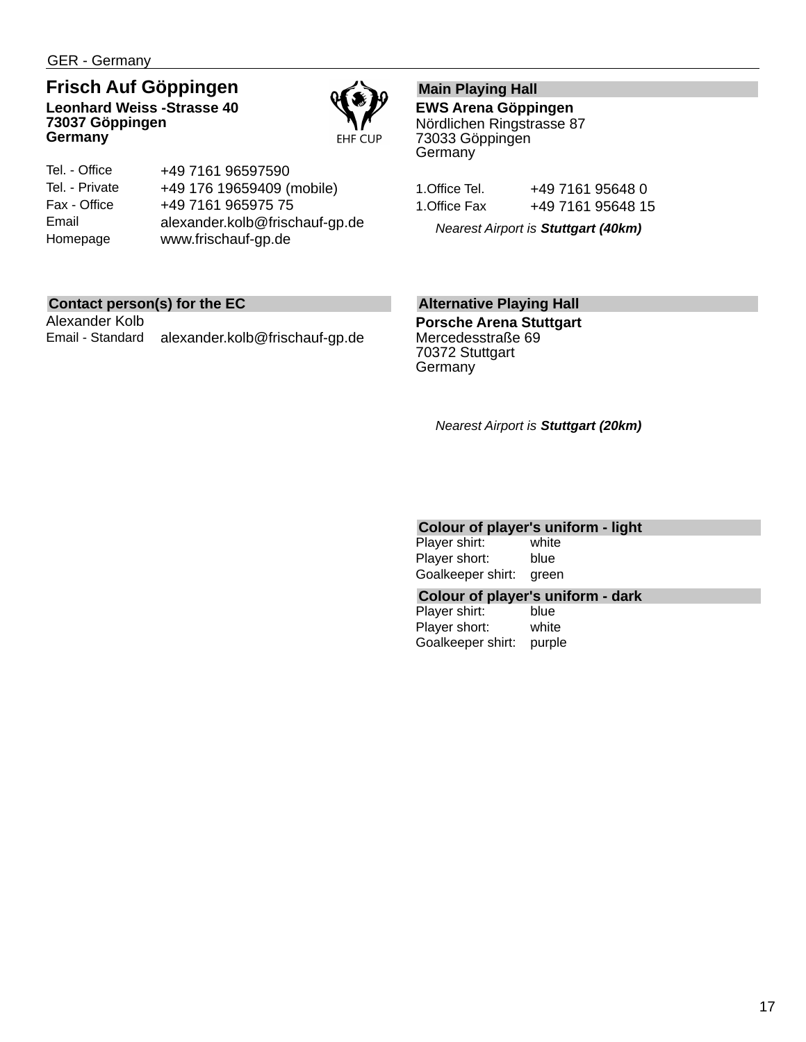GER - Germany

## Frisch Auf Göppingen

**Leonhard Weiss -Strasse 40**
**73037 Göppingen**
**Germany**

EHF CUP

| | |
|---|---|
| Tel. - Office | +49 7161 96597590 |
| Tel. - Private | +49 176 19659409 (mobile) |
| Fax - Office | +49 7161 965975 75 |
| Email | alexander.kolb@frischauf-gp.de |
| Homepage | www.frischauf-gp.de |

### Contact person(s) for the EC

Alexander Kolb

| | |
|---|---|
| Email - Standard | alexander.kolb@frischauf-gp.de |

### Main Playing Hall

**EWS Arena Göppingen**
Nördlichen Ringstrasse 87
73033 Göppingen
Germany

| | |
|---|---|
| 1.Office Tel. | +49 7161 95648 0 |
| 1.Office Fax | +49 7161 95648 15 |

*Nearest Airport is **Stuttgart (40km)***

### Alternative Playing Hall

**Porsche Arena Stuttgart**
Mercedesstraße 69
70372 Stuttgart
Germany

*Nearest Airport is **Stuttgart (20km)***

### Colour of player's uniform - light

| | |
|---|---|
| Player shirt: | white |
| Player short: | blue |
| Goalkeeper shirt: | green |

### Colour of player's uniform - dark

| | |
|---|---|
| Player shirt: | blue |
| Player short: | white |
| Goalkeeper shirt: | purple |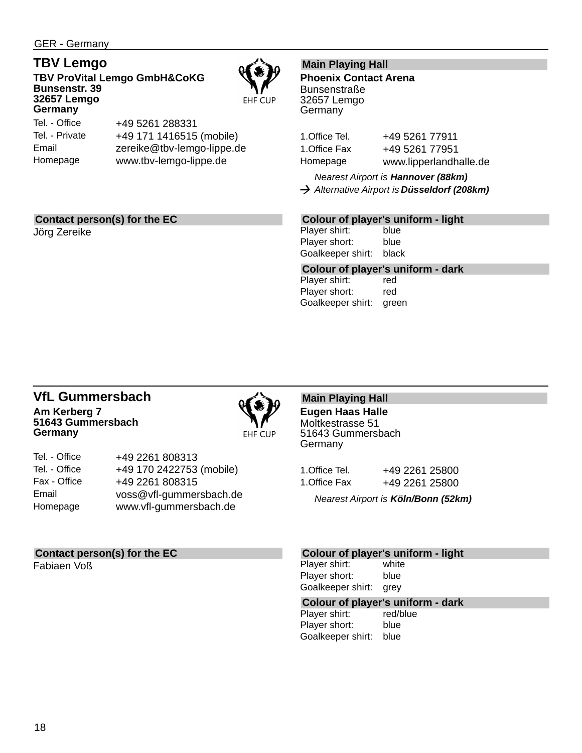GER - Germany

## TBV Lemgo

**TBV ProVital Lemgo GmbH&CoKG**
**Bunsenstr. 39**
**32657 Lemgo**
**Germany**

EHF CUP

| | |
|---|---|
| Tel. - Office | +49 5261 288331 |
| Tel. - Private | +49 171 1416515 (mobile) |
| Email | zereike@tbv-lemgo-lippe.de |
| Homepage | www.tbv-lemgo-lippe.de |

### Main Playing Hall

**Phoenix Contact Arena**
Bunsenstraße
32657 Lemgo
Germany

| | |
|---|---|
| 1.Office Tel. | +49 5261 77911 |
| 1.Office Fax | +49 5261 77951 |
| Homepage | www.lipperlandhalle.de |

*Nearest Airport is **Hannover (88km)***
→ *Alternative Airport is **Düsseldorf (208km)***

### Contact person(s) for the EC

Jörg Zereike

### Colour of player's uniform - light

| | |
|---|---|
| Player shirt: | blue |
| Player short: | blue |
| Goalkeeper shirt: | black |

### Colour of player's uniform - dark

| | |
|---|---|
| Player shirt: | red |
| Player short: | red |
| Goalkeeper shirt: | green |

## VfL Gummersbach

**Am Kerberg 7**
**51643 Gummersbach**
**Germany**

EHF CUP

| | |
|---|---|
| Tel. - Office | +49 2261 808313 |
| Tel. - Office | +49 170 2422753 (mobile) |
| Fax - Office | +49 2261 808315 |
| Email | voss@vfl-gummersbach.de |
| Homepage | www.vfl-gummersbach.de |

### Main Playing Hall

**Eugen Haas Halle**
Moltkestrasse 51
51643 Gummersbach
Germany

| | |
|---|---|
| 1.Office Tel. | +49 2261 25800 |
| 1.Office Fax | +49 2261 25800 |

*Nearest Airport is **Köln/Bonn (52km)***

### Contact person(s) for the EC

Fabiaen Voß

### Colour of player's uniform - light

| | |
|---|---|
| Player shirt: | white |
| Player short: | blue |
| Goalkeeper shirt: | grey |

### Colour of player's uniform - dark

| | |
|---|---|
| Player shirt: | red/blue |
| Player short: | blue |
| Goalkeeper shirt: | blue |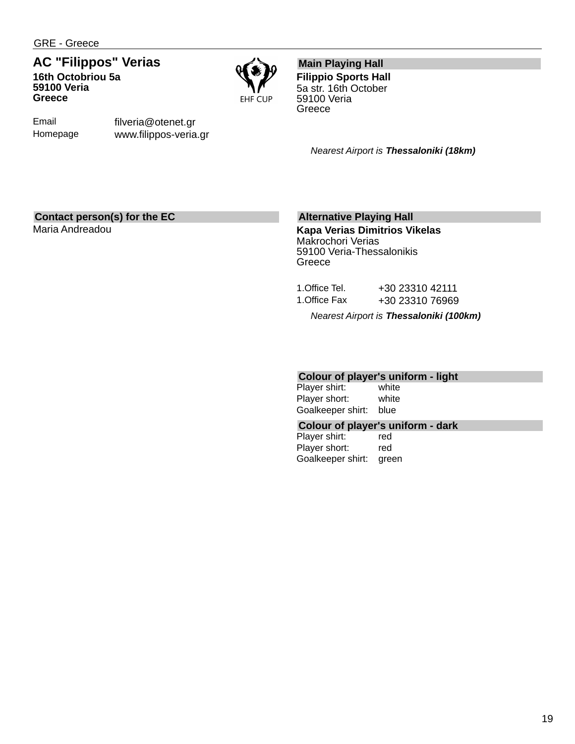GRE - Greece

## AC "Filippos" Verias

**16th Octobriou 5a**
**59100 Veria**
**Greece**

EHF CUP

| | |
|---|---|
| Email | filveria@otenet.gr |
| Homepage | www.filippos-veria.gr |

### Main Playing Hall

**Filippio Sports Hall**
5a str. 16th October
59100 Veria
Greece

*Nearest Airport is **Thessaloniki (18km)***

### Contact person(s) for the EC

Maria Andreadou

### Alternative Playing Hall

**Kapa Verias Dimitrios Vikelas**
Makrochori Verias
59100 Veria-Thessalonikis
Greece

| | |
|---|---|
| 1.Office Tel. | +30 23310 42111 |
| 1.Office Fax | +30 23310 76969 |

*Nearest Airport is **Thessaloniki (100km)***

### Colour of player's uniform - light

| | |
|---|---|
| Player shirt: | white |
| Player short: | white |
| Goalkeeper shirt: | blue |

### Colour of player's uniform - dark

| | |
|---|---|
| Player shirt: | red |
| Player short: | red |
| Goalkeeper shirt: | green |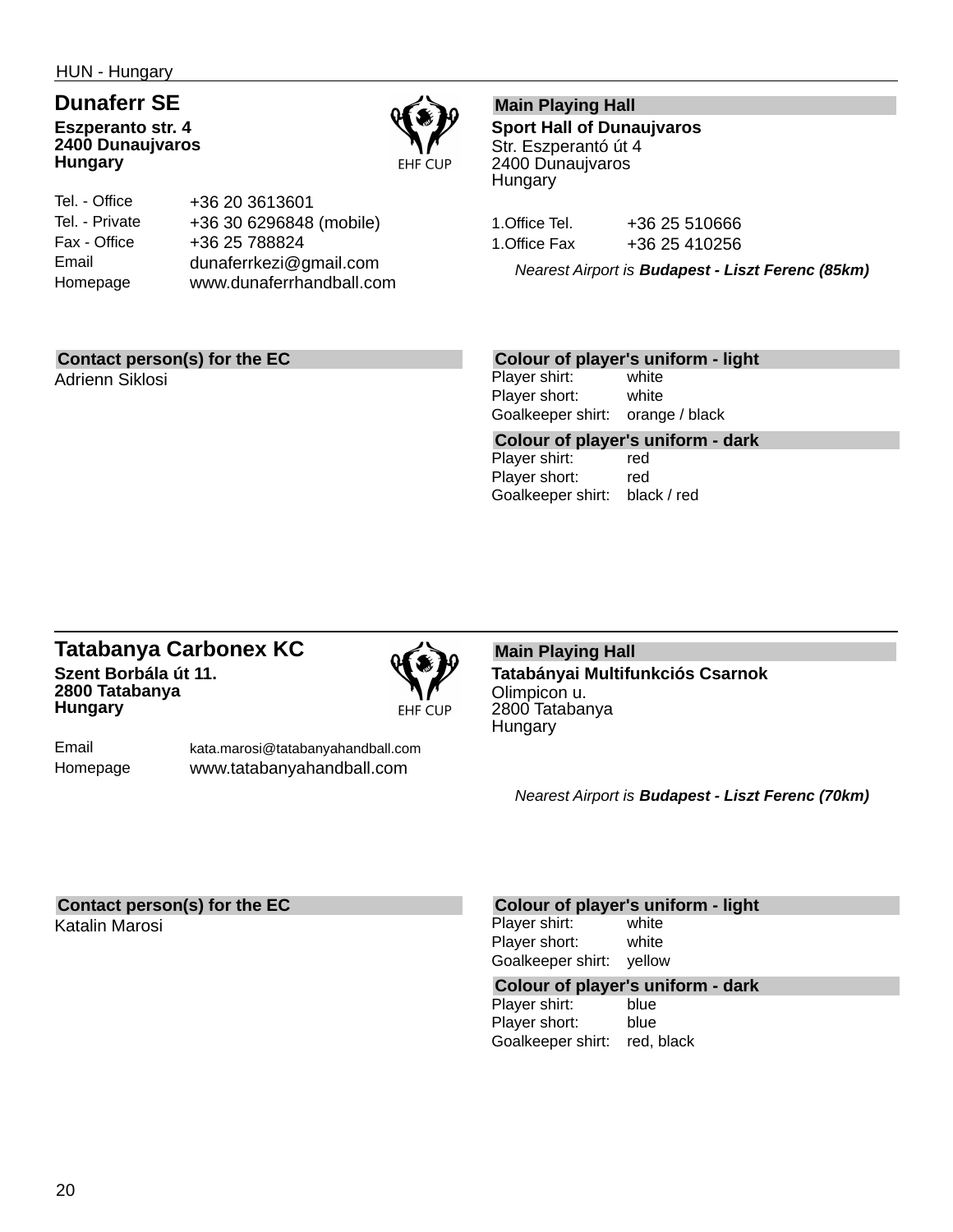HUN - Hungary

## Dunaferr SE

**Eszperanto str. 4**
**2400 Dunaujvaros**
**Hungary**

EHF CUP

| | |
|---|---|
| Tel. - Office | +36 20 3613601 |
| Tel. - Private | +36 30 6296848 (mobile) |
| Fax - Office | +36 25 788824 |
| Email | dunaferrkezi@gmail.com |
| Homepage | www.dunaferrhandball.com |

**Main Playing Hall**

**Sport Hall of Dunaujvaros**
Str. Eszperantó út 4
2400 Dunaujvaros
Hungary

| | |
|---|---|
| 1.Office Tel. | +36 25 510666 |
| 1.Office Fax | +36 25 410256 |

*Nearest Airport is **Budapest - Liszt Ferenc (85km)***

**Contact person(s) for the EC**

Adrienn Siklosi

**Colour of player's uniform - light**

| | |
|---|---|
| Player shirt: | white |
| Player short: | white |
| Goalkeeper shirt: | orange / black |

**Colour of player's uniform - dark**

| | |
|---|---|
| Player shirt: | red |
| Player short: | red |
| Goalkeeper shirt: | black / red |

## Tatabanya Carbonex KC

**Szent Borbála út 11.**
**2800 Tatabanya**
**Hungary**

EHF CUP

| | |
|---|---|
| Email | kata.marosi@tatabanyahandball.com |
| Homepage | www.tatabanyahandball.com |

**Main Playing Hall**

**Tatabányai Multifunkciós Csarnok**
Olimpicon u.
2800 Tatabanya
Hungary

*Nearest Airport is **Budapest - Liszt Ferenc (70km)***

**Contact person(s) for the EC**

Katalin Marosi

**Colour of player's uniform - light**

| | |
|---|---|
| Player shirt: | white |
| Player short: | white |
| Goalkeeper shirt: | yellow |

**Colour of player's uniform - dark**

| | |
|---|---|
| Player shirt: | blue |
| Player short: | blue |
| Goalkeeper shirt: | red, black |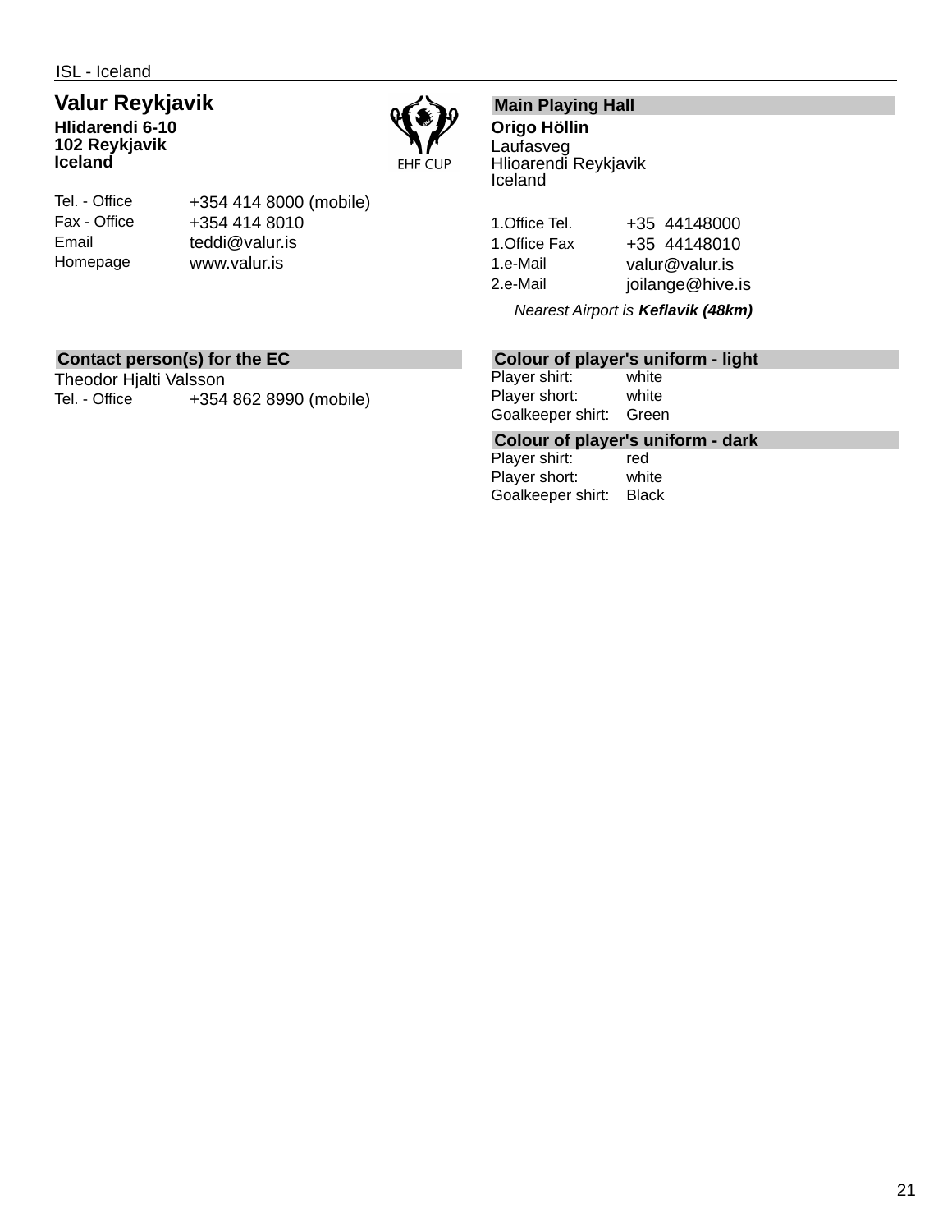ISL - Iceland

## Valur Reykjavik

**Hlidarendi 6-10**
**102 Reykjavik**
**Iceland**

EHF CUP

| | |
|---|---|
| Tel. - Office | +354 414 8000 (mobile) |
| Fax - Office | +354 414 8010 |
| Email | teddi@valur.is |
| Homepage | www.valur.is |

### Main Playing Hall

**Origo Höllin**
Laufasveg
Hlioarendi Reykjavik
Iceland

| | |
|---|---|
| 1.Office Tel. | +35  44148000 |
| 1.Office Fax | +35  44148010 |
| 1.e-Mail | valur@valur.is |
| 2.e-Mail | joilange@hive.is |

*Nearest Airport is **Keflavik (48km)***

### Contact person(s) for the EC

Theodor Hjalti Valsson

| | |
|---|---|
| Tel. - Office | +354 862 8990 (mobile) |

### Colour of player's uniform - light

| | |
|---|---|
| Player shirt: | white |
| Player short: | white |
| Goalkeeper shirt: | Green |

### Colour of player's uniform - dark

| | |
|---|---|
| Player shirt: | red |
| Player short: | white |
| Goalkeeper shirt: | Black |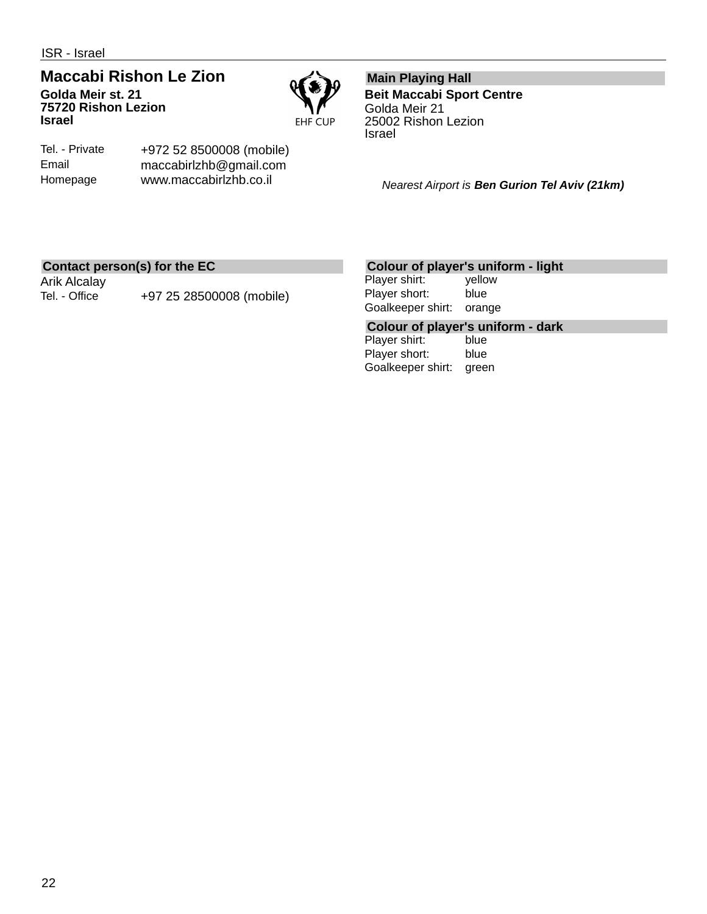ISR - Israel

## Maccabi Rishon Le Zion

**Golda Meir st. 21**
**75720 Rishon Lezion**
**Israel**

EHF CUP

| | |
|---|---|
| Tel. - Private | +972 52 8500008 (mobile) |
| Email | maccabirlzhb@gmail.com |
| Homepage | www.maccabirlzhb.co.il |

### Main Playing Hall

**Beit Maccabi Sport Centre**
Golda Meir 21
25002 Rishon Lezion
Israel

*Nearest Airport is **Ben Gurion Tel Aviv (21km)***

### Contact person(s) for the EC

Arik Alcalay

| | |
|---|---|
| Tel. - Office | +97 25 28500008 (mobile) |

### Colour of player's uniform - light

| | |
|---|---|
| Player shirt: | yellow |
| Player short: | blue |
| Goalkeeper shirt: | orange |

### Colour of player's uniform - dark

| | |
|---|---|
| Player shirt: | blue |
| Player short: | blue |
| Goalkeeper shirt: | green |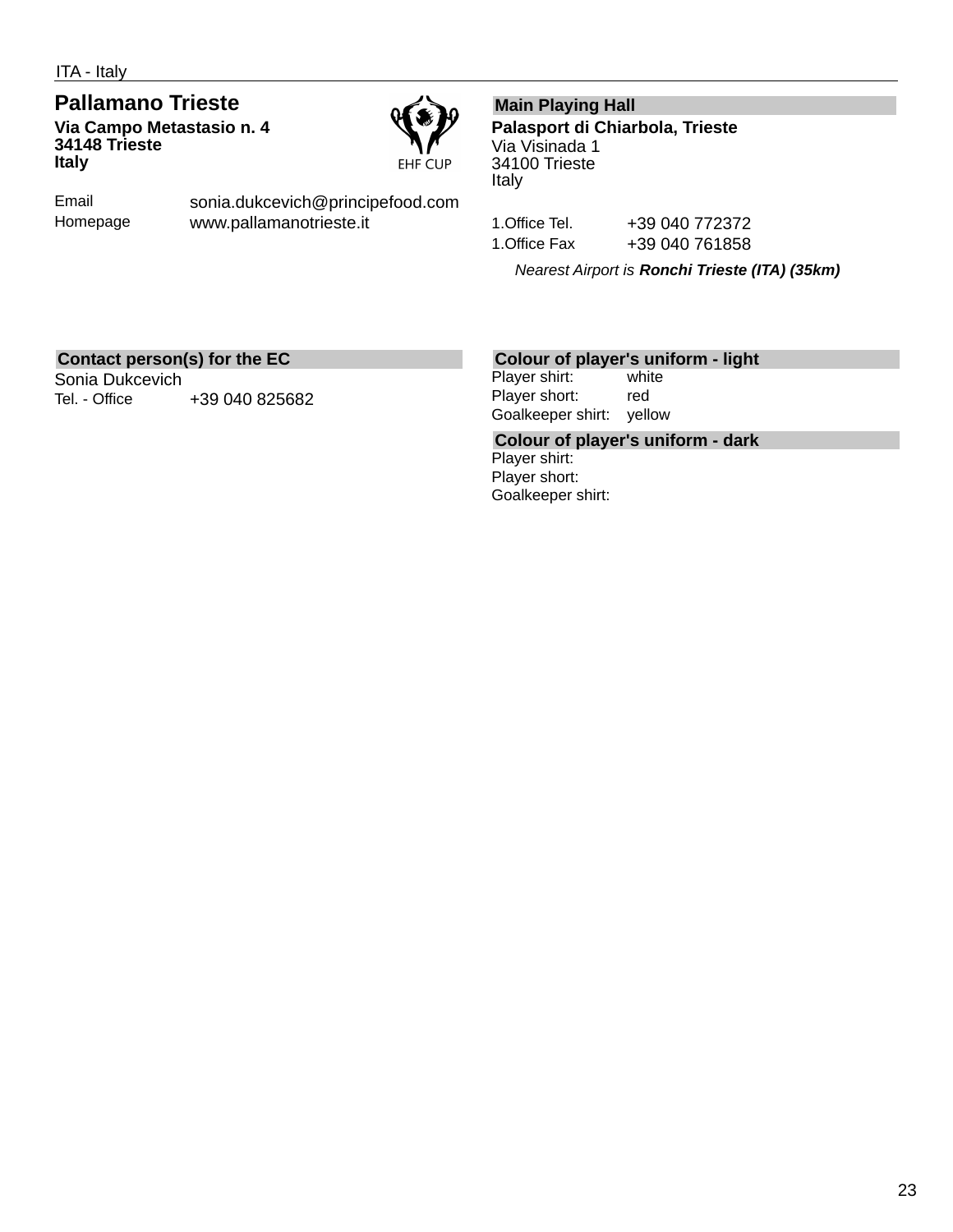ITA - Italy

## Pallamano Trieste

**Via Campo Metastasio n. 4**
**34148 Trieste**
**Italy**

EHF CUP

| | |
|---|---|
| Email | sonia.dukcevich@principefood.com |
| Homepage | www.pallamanotrieste.it |

### Main Playing Hall

**Palasport di Chiarbola, Trieste**
Via Visinada 1
34100 Trieste
Italy

| | |
|---|---|
| 1.Office Tel. | +39 040 772372 |
| 1.Office Fax | +39 040 761858 |

*Nearest Airport is **Ronchi Trieste (ITA) (35km)***

### Contact person(s) for the EC

Sonia Dukcevich

| | |
|---|---|
| Tel. - Office | +39 040 825682 |

### Colour of player's uniform - light

| | |
|---|---|
| Player shirt: | white |
| Player short: | red |
| Goalkeeper shirt: | yellow |

### Colour of player's uniform - dark

| | |
|---|---|
| Player shirt: | |
| Player short: | |
| Goalkeeper shirt: | |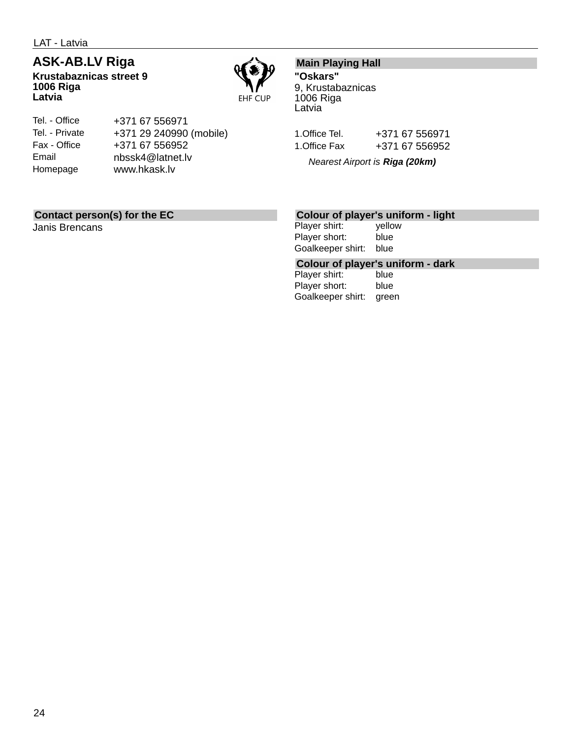LAT - Latvia

## ASK-AB.LV Riga

**Krustabaznicas street 9**
**1006 Riga**
**Latvia**

EHF CUP

| | |
|---|---|
| Tel. - Office | +371 67 556971 |
| Tel. - Private | +371 29 240990 (mobile) |
| Fax - Office | +371 67 556952 |
| Email | nbssk4@latnet.lv |
| Homepage | www.hkask.lv |

### Main Playing Hall

**"Oskars"**
9, Krustabaznicas
1006 Riga
Latvia

| | |
|---|---|
| 1.Office Tel. | +371 67 556971 |
| 1.Office Fax | +371 67 556952 |

*Nearest Airport is **Riga (20km)***

### Contact person(s) for the EC

Janis Brencans

### Colour of player's uniform - light

| | |
|---|---|
| Player shirt: | yellow |
| Player short: | blue |
| Goalkeeper shirt: | blue |

### Colour of player's uniform - dark

| | |
|---|---|
| Player shirt: | blue |
| Player short: | blue |
| Goalkeeper shirt: | green |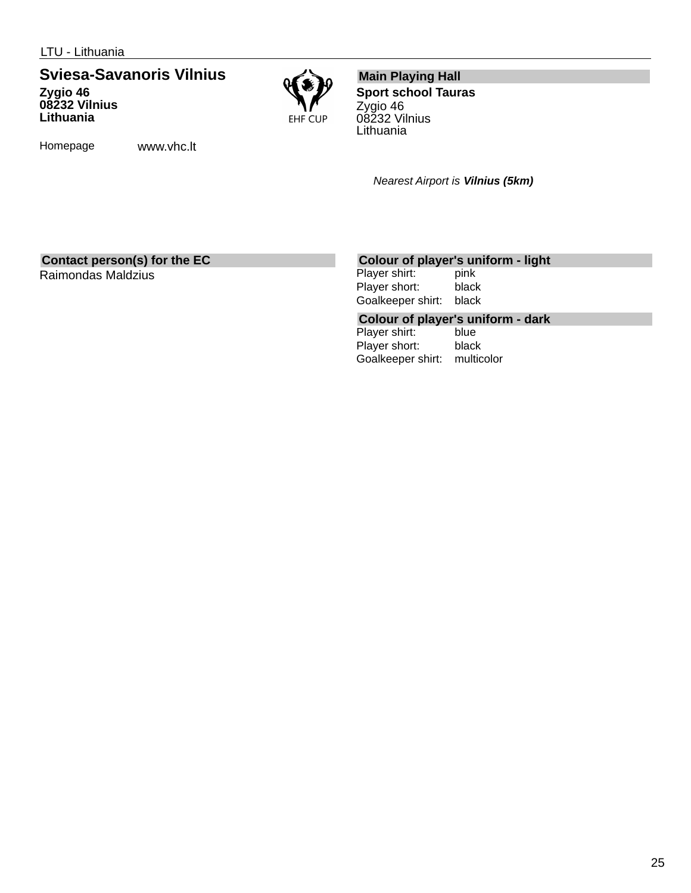LTU - Lithuania

## Sviesa-Savanoris Vilnius

**Zygio 46**
**08232 Vilnius**
**Lithuania**

Homepage www.vhc.lt

EHF CUP

### Main Playing Hall

**Sport school Tauras**
Zygio 46
08232 Vilnius
Lithuania

*Nearest Airport is **Vilnius (5km)***

### Contact person(s) for the EC

Raimondas Maldzius

### Colour of player's uniform - light

| | |
|---|---|
| Player shirt: | pink |
| Player short: | black |
| Goalkeeper shirt: | black |

### Colour of player's uniform - dark

| | |
|---|---|
| Player shirt: | blue |
| Player short: | black |
| Goalkeeper shirt: | multicolor |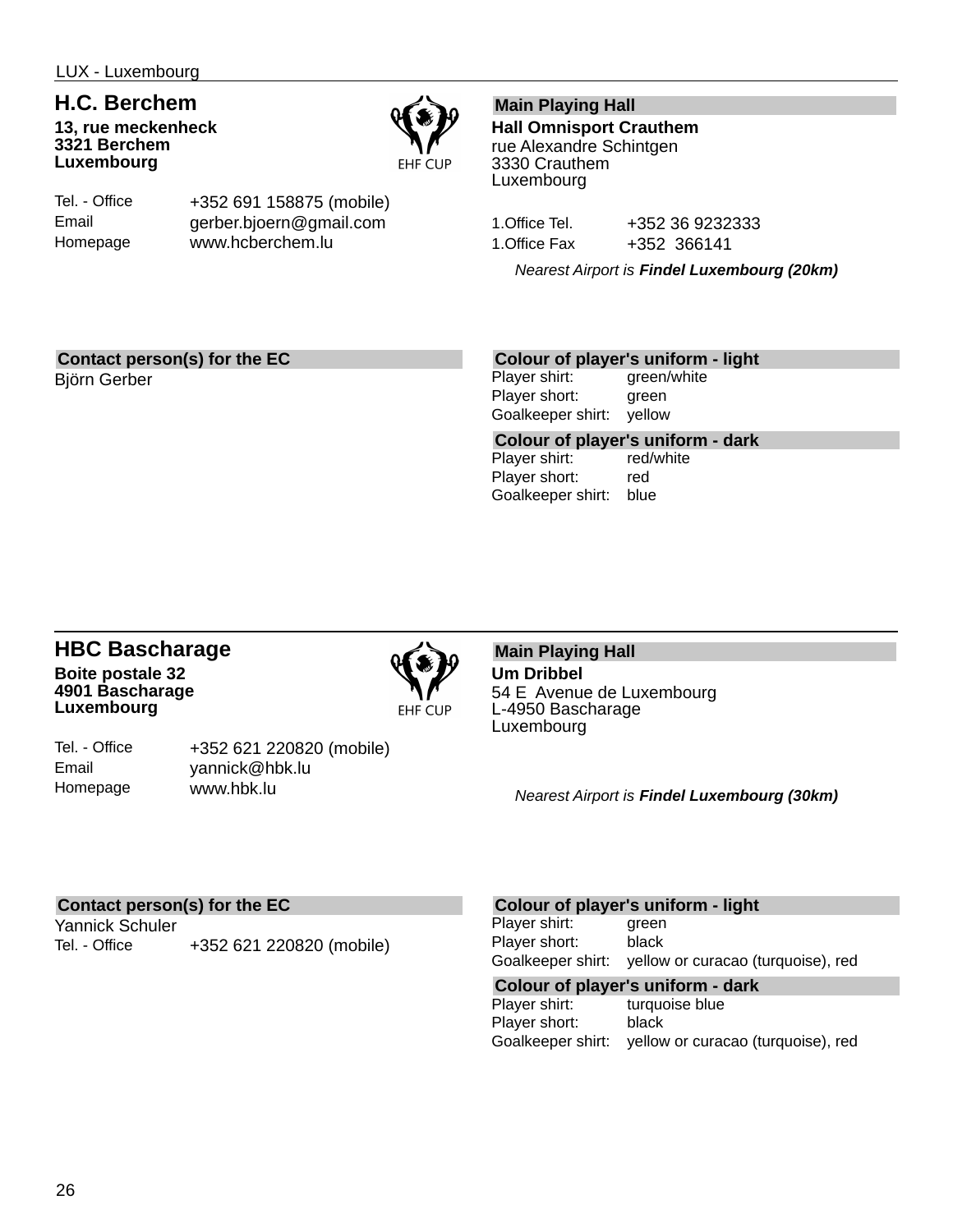LUX - Luxembourg

## H.C. Berchem

**13, rue meckenheck**
**3321 Berchem**
**Luxembourg**

EHF CUP

| | |
|---|---|
| Tel. - Office | +352 691 158875 (mobile) |
| Email | gerber.bjoern@gmail.com |
| Homepage | www.hcberchem.lu |

### Main Playing Hall

**Hall Omnisport Crauthem**
rue Alexandre Schintgen
3330 Crauthem
Luxembourg

| | |
|---|---|
| 1.Office Tel. | +352 36 9232333 |
| 1.Office Fax | +352 366141 |

*Nearest Airport is **Findel Luxembourg (20km)***

### Contact person(s) for the EC

Björn Gerber

### Colour of player's uniform - light

| | |
|---|---|
| Player shirt: | green/white |
| Player short: | green |
| Goalkeeper shirt: | yellow |

### Colour of player's uniform - dark

| | |
|---|---|
| Player shirt: | red/white |
| Player short: | red |
| Goalkeeper shirt: | blue |

---

## HBC Bascharage

**Boite postale 32**
**4901 Bascharage**
**Luxembourg**

EHF CUP

| | |
|---|---|
| Tel. - Office | +352 621 220820 (mobile) |
| Email | yannick@hbk.lu |
| Homepage | www.hbk.lu |

### Main Playing Hall

**Um Dribbel**
54 E Avenue de Luxembourg
L-4950 Bascharage
Luxembourg

*Nearest Airport is **Findel Luxembourg (30km)***

### Contact person(s) for the EC

Yannick Schuler

| | |
|---|---|
| Tel. - Office | +352 621 220820 (mobile) |

### Colour of player's uniform - light

| | |
|---|---|
| Player shirt: | green |
| Player short: | black |
| Goalkeeper shirt: | yellow or curacao (turquoise), red |

### Colour of player's uniform - dark

| | |
|---|---|
| Player shirt: | turquoise blue |
| Player short: | black |
| Goalkeeper shirt: | yellow or curacao (turquoise), red |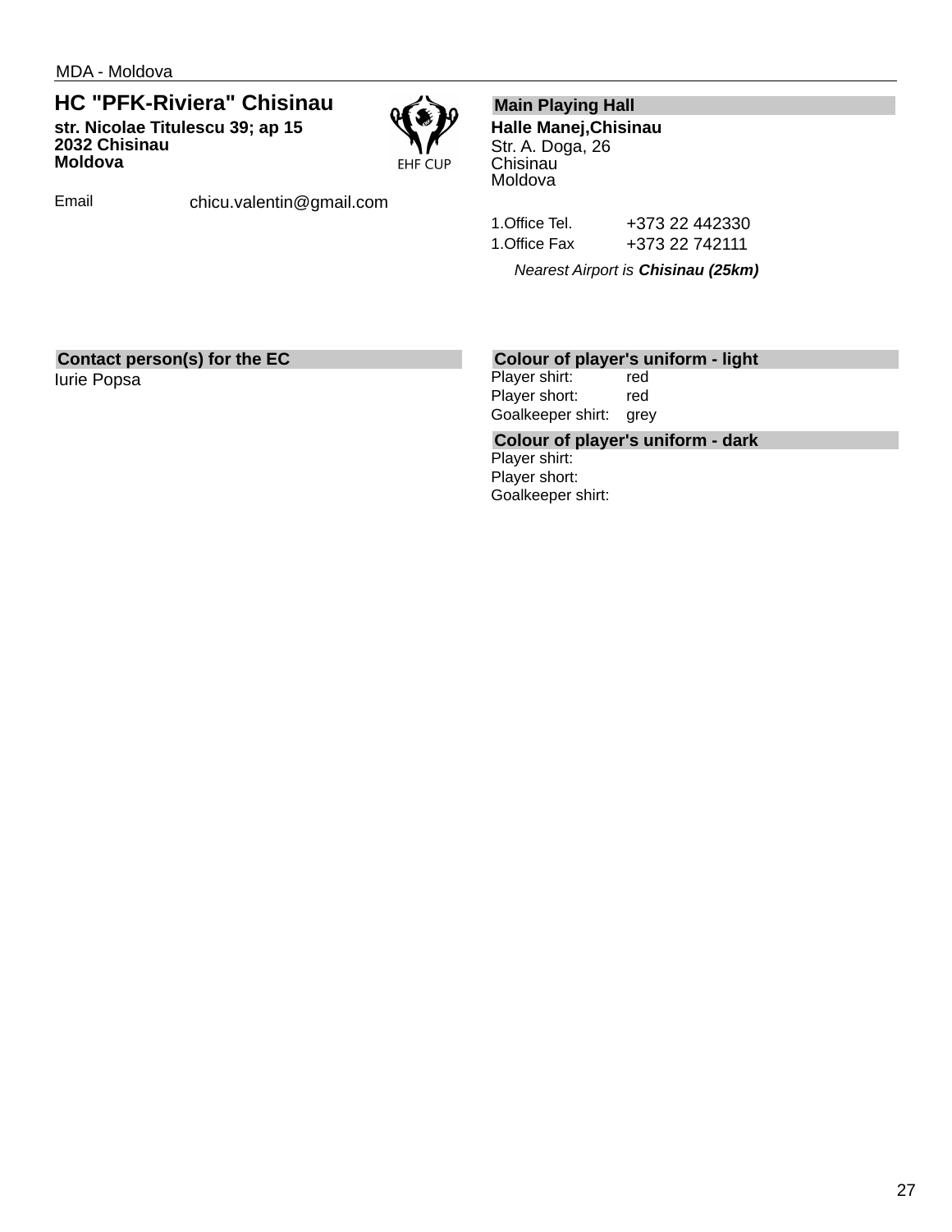MDA - Moldova

## HC "PFK-Riviera" Chisinau

**str. Nicolae Titulescu 39; ap 15**
**2032 Chisinau**
**Moldova**

EHF CUP

Email chicu.valentin@gmail.com

### Main Playing Hall

**Halle Manej,Chisinau**
Str. A. Doga, 26
Chisinau
Moldova

| | |
|---|---|
| 1.Office Tel. | +373 22 442330 |
| 1.Office Fax | +373 22 742111 |

*Nearest Airport is **Chisinau (25km)***

### Contact person(s) for the EC

Iurie Popsa

### Colour of player's uniform - light

| | |
|---|---|
| Player shirt: | red |
| Player short: | red |
| Goalkeeper shirt: | grey |

### Colour of player's uniform - dark

| | |
|---|---|
| Player shirt: | |
| Player short: | |
| Goalkeeper shirt: | |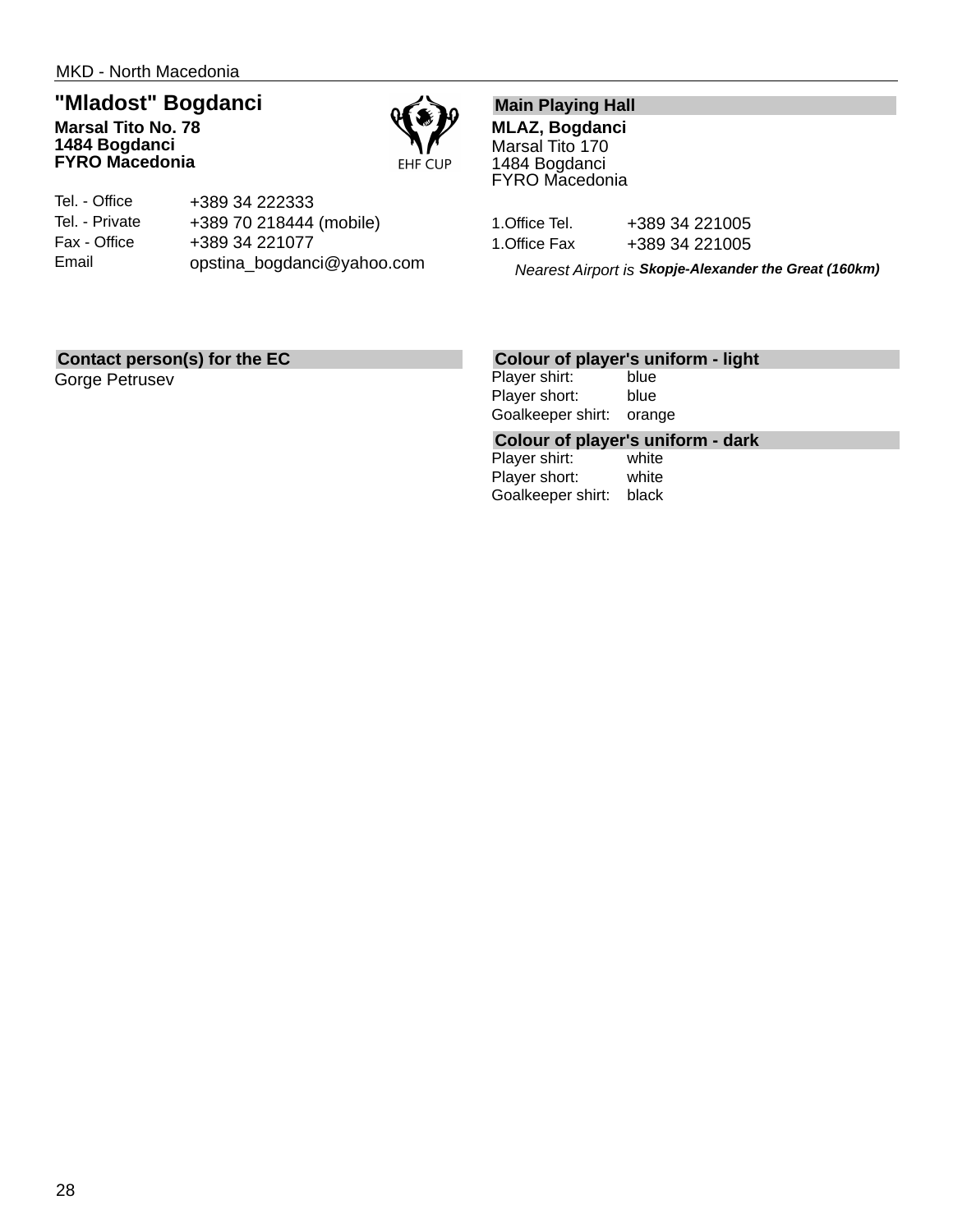MKD - North Macedonia

## "Mladost" Bogdanci

**Marsal Tito No. 78**
**1484 Bogdanci**
**FYRO Macedonia**

EHF CUP

| | |
|---|---|
| Tel. - Office | +389 34 222333 |
| Tel. - Private | +389 70 218444 (mobile) |
| Fax - Office | +389 34 221077 |
| Email | opstina_bogdanci@yahoo.com |

### Main Playing Hall

**MLAZ, Bogdanci**
Marsal Tito 170
1484 Bogdanci
FYRO Macedonia

| | |
|---|---|
| 1.Office Tel. | +389 34 221005 |
| 1.Office Fax | +389 34 221005 |

*Nearest Airport is* ***Skopje-Alexander the Great (160km)***

### Contact person(s) for the EC

Gorge Petrusev

### Colour of player's uniform - light

| | |
|---|---|
| Player shirt: | blue |
| Player short: | blue |
| Goalkeeper shirt: | orange |

### Colour of player's uniform - dark

| | |
|---|---|
| Player shirt: | white |
| Player short: | white |
| Goalkeeper shirt: | black |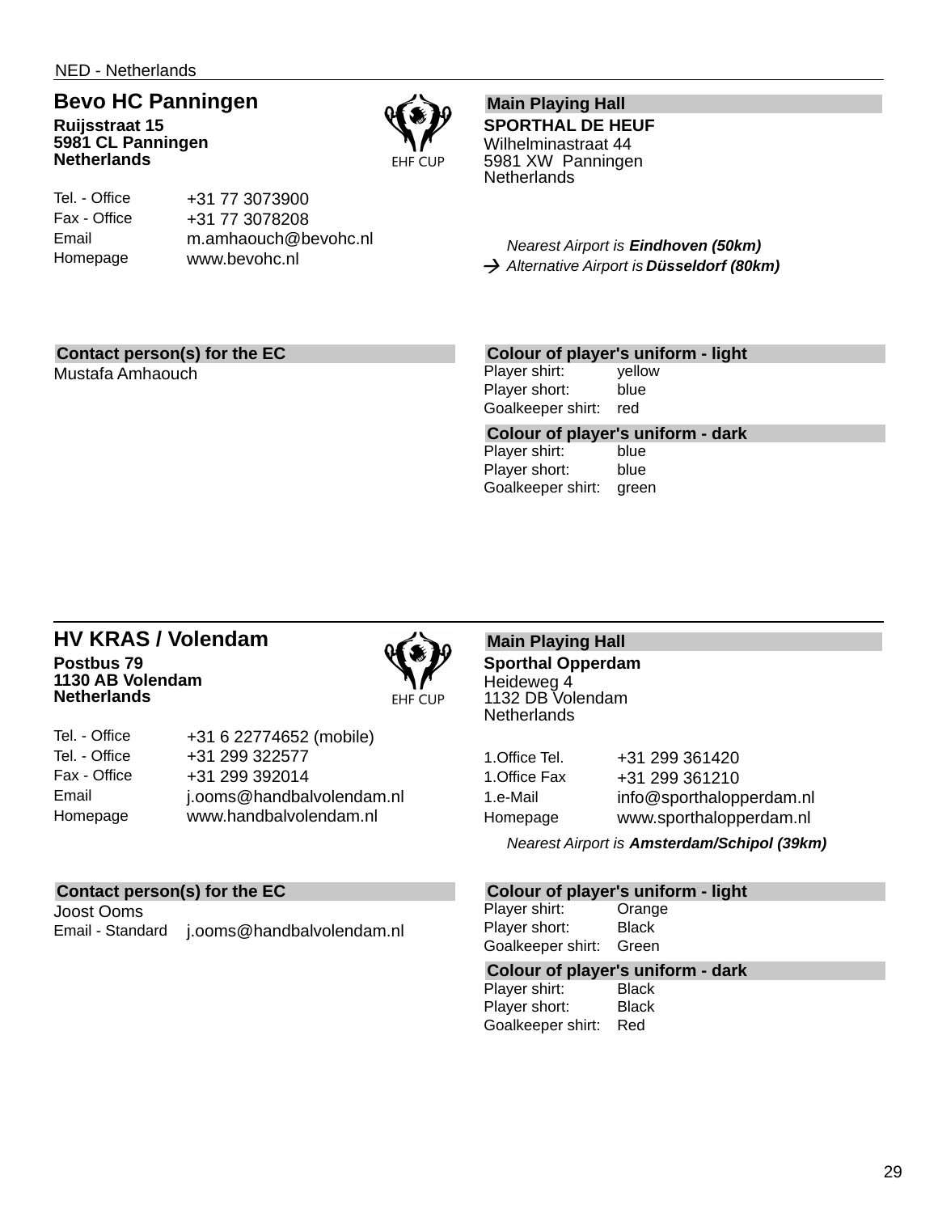NED - Netherlands

## Bevo HC Panningen

**Ruijsstraat 15**
**5981 CL Panningen**
**Netherlands**

EHF CUP

| | |
|---|---|
| Tel. - Office | +31 77 3073900 |
| Fax - Office | +31 77 3078208 |
| Email | m.amhaouch@bevohc.nl |
| Homepage | www.bevohc.nl |

### Main Playing Hall

**SPORTHAL DE HEUF**
Wilhelminastraat 44
5981 XW Panningen
Netherlands

*Nearest Airport is **Eindhoven (50km)***
→ *Alternative Airport is **Düsseldorf (80km)***

### Contact person(s) for the EC

Mustafa Amhaouch

### Colour of player's uniform - light

| | |
|---|---|
| Player shirt: | yellow |
| Player short: | blue |
| Goalkeeper shirt: | red |

### Colour of player's uniform - dark

| | |
|---|---|
| Player shirt: | blue |
| Player short: | blue |
| Goalkeeper shirt: | green |

---

## HV KRAS / Volendam

**Postbus 79**
**1130 AB Volendam**
**Netherlands**

EHF CUP

| | |
|---|---|
| Tel. - Office | +31 6 22774652 (mobile) |
| Tel. - Office | +31 299 322577 |
| Fax - Office | +31 299 392014 |
| Email | j.ooms@handbalvolendam.nl |
| Homepage | www.handbalvolendam.nl |

### Main Playing Hall

**Sporthal Opperdam**
Heideweg 4
1132 DB Volendam
Netherlands

| | |
|---|---|
| 1.Office Tel. | +31 299 361420 |
| 1.Office Fax | +31 299 361210 |
| 1.e-Mail | info@sporthalopperdam.nl |
| Homepage | www.sporthalopperdam.nl |

*Nearest Airport is **Amsterdam/Schipol (39km)***

### Contact person(s) for the EC

Joost Ooms

| | |
|---|---|
| Email - Standard | j.ooms@handbalvolendam.nl |

### Colour of player's uniform - light

| | |
|---|---|
| Player shirt: | Orange |
| Player short: | Black |
| Goalkeeper shirt: | Green |

### Colour of player's uniform - dark

| | |
|---|---|
| Player shirt: | Black |
| Player short: | Black |
| Goalkeeper shirt: | Red |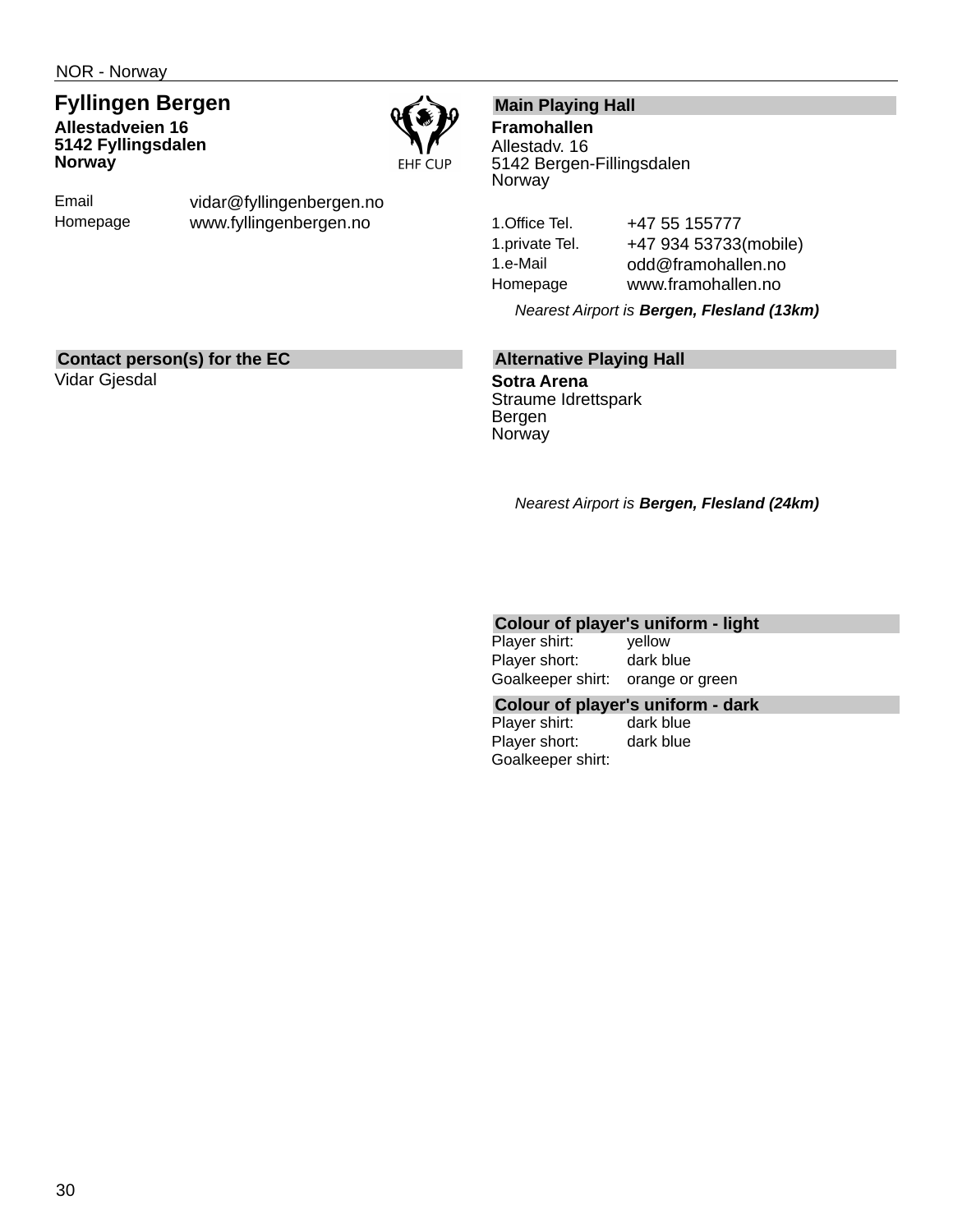NOR - Norway

## Fyllingen Bergen

**Allestadveien 16**
**5142 Fyllingsdalen**
**Norway**

EHF CUP

| | |
|---|---|
| Email | vidar@fyllingenbergen.no |
| Homepage | www.fyllingenbergen.no |

### Contact person(s) for the EC

Vidar Gjesdal

### Main Playing Hall

**Framohallen**
Allestadv. 16
5142 Bergen-Fillingsdalen
Norway

| | |
|---|---|
| 1.Office Tel. | +47 55 155777 |
| 1.private Tel. | +47 934 53733(mobile) |
| 1.e-Mail | odd@framohallen.no |
| Homepage | www.framohallen.no |

*Nearest Airport is **Bergen, Flesland (13km)***

### Alternative Playing Hall

**Sotra Arena**
Straume Idrettspark
Bergen
Norway

*Nearest Airport is **Bergen, Flesland (24km)***

### Colour of player's uniform - light

| | |
|---|---|
| Player shirt: | yellow |
| Player short: | dark blue |
| Goalkeeper shirt: | orange or green |

### Colour of player's uniform - dark

| | |
|---|---|
| Player shirt: | dark blue |
| Player short: | dark blue |
| Goalkeeper shirt: | |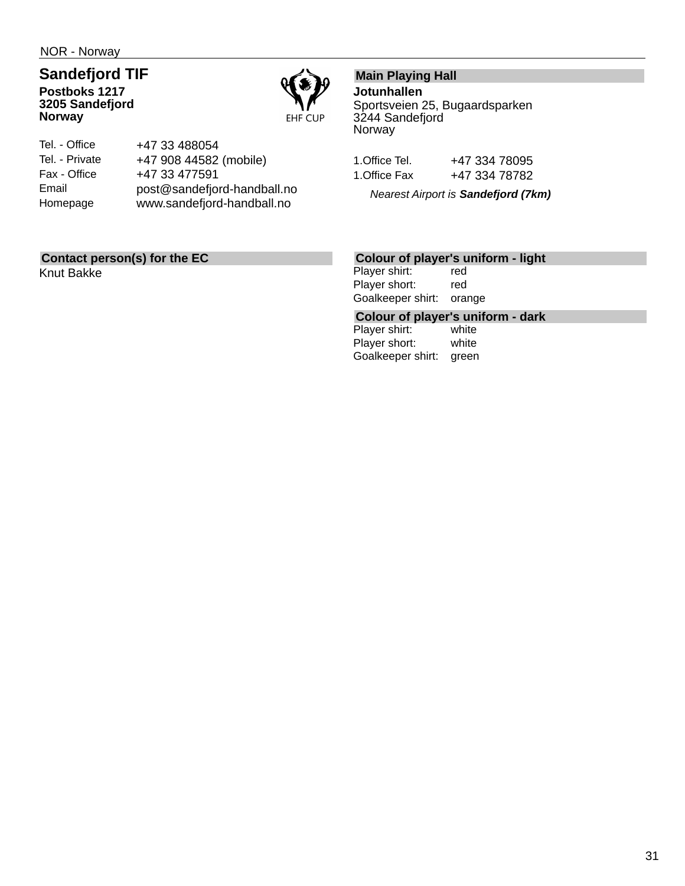NOR - Norway

## Sandefjord TIF

**Postboks 1217**
**3205 Sandefjord**
**Norway**

EHF CUP

| | |
|---|---|
| Tel. - Office | +47 33 488054 |
| Tel. - Private | +47 908 44582 (mobile) |
| Fax - Office | +47 33 477591 |
| Email | post@sandefjord-handball.no |
| Homepage | www.sandefjord-handball.no |

### Main Playing Hall

**Jotunhallen**
Sportsveien 25, Bugaardsparken
3244 Sandefjord
Norway

| | |
|---|---|
| 1.Office Tel. | +47 334 78095 |
| 1.Office Fax | +47 334 78782 |

*Nearest Airport is **Sandefjord (7km)***

### Contact person(s) for the EC

Knut Bakke

### Colour of player's uniform - light

| | |
|---|---|
| Player shirt: | red |
| Player short: | red |
| Goalkeeper shirt: | orange |

### Colour of player's uniform - dark

| | |
|---|---|
| Player shirt: | white |
| Player short: | white |
| Goalkeeper shirt: | green |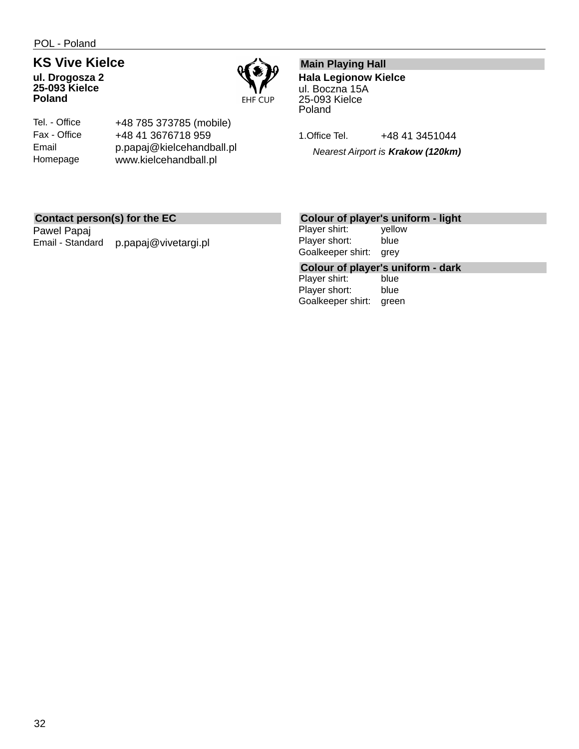POL - Poland

## KS Vive Kielce

**ul. Drogosza 2**
**25-093 Kielce**
**Poland**

EHF CUP

| | |
|---|---|
| Tel. - Office | +48 785 373785 (mobile) |
| Fax - Office | +48 41 3676718 959 |
| Email | p.papaj@kielcehandball.pl |
| Homepage | www.kielcehandball.pl |

### Main Playing Hall

**Hala Legionow Kielce**
ul. Boczna 15A
25-093 Kielce
Poland

| | |
|---|---|
| 1.Office Tel. | +48 41 3451044 |

*Nearest Airport is **Krakow (120km)***

### Contact person(s) for the EC

Pawel Papaj

| | |
|---|---|
| Email - Standard | p.papaj@vivetargi.pl |

### Colour of player's uniform - light

| | |
|---|---|
| Player shirt: | yellow |
| Player short: | blue |
| Goalkeeper shirt: | grey |

### Colour of player's uniform - dark

| | |
|---|---|
| Player shirt: | blue |
| Player short: | blue |
| Goalkeeper shirt: | green |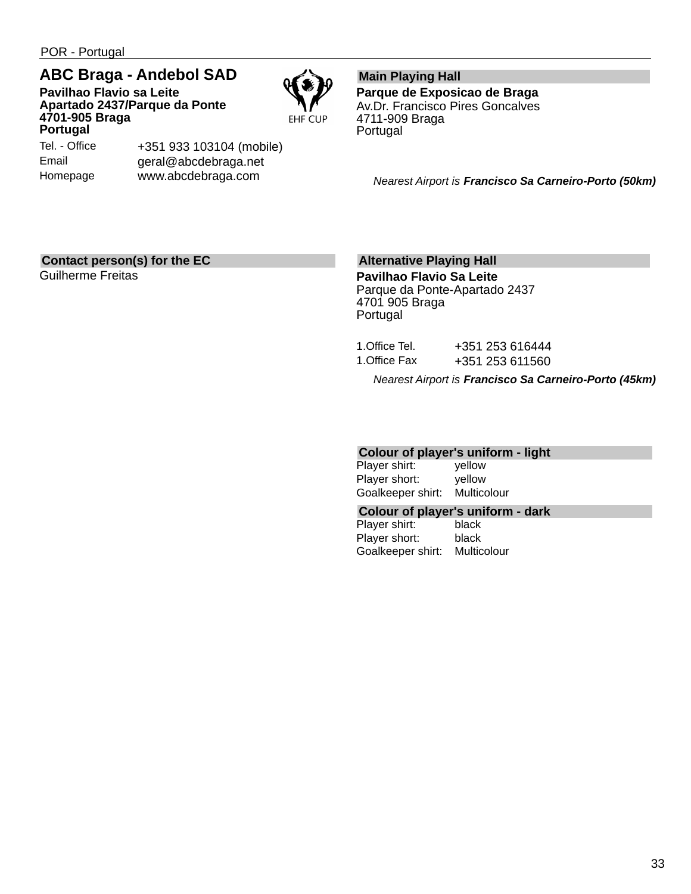POR - Portugal

## ABC Braga - Andebol SAD

**Pavilhao Flavio sa Leite**
**Apartado 2437/Parque da Ponte**
**4701-905 Braga**
**Portugal**

EHF CUP

| | |
|---|---|
| Tel. - Office | +351 933 103104 (mobile) |
| Email | geral@abcdebraga.net |
| Homepage | www.abcdebraga.com |

### Main Playing Hall

**Parque de Exposicao de Braga**
Av.Dr. Francisco Pires Goncalves
4711-909 Braga
Portugal

*Nearest Airport is* ***Francisco Sa Carneiro-Porto (50km)***

### Contact person(s) for the EC

Guilherme Freitas

### Alternative Playing Hall

**Pavilhao Flavio Sa Leite**
Parque da Ponte-Apartado 2437
4701 905 Braga
Portugal

| | |
|---|---|
| 1.Office Tel. | +351 253 616444 |
| 1.Office Fax | +351 253 611560 |

*Nearest Airport is* ***Francisco Sa Carneiro-Porto (45km)***

### Colour of player's uniform - light

| | |
|---|---|
| Player shirt: | yellow |
| Player short: | yellow |
| Goalkeeper shirt: | Multicolour |

### Colour of player's uniform - dark

| | |
|---|---|
| Player shirt: | black |
| Player short: | black |
| Goalkeeper shirt: | Multicolour |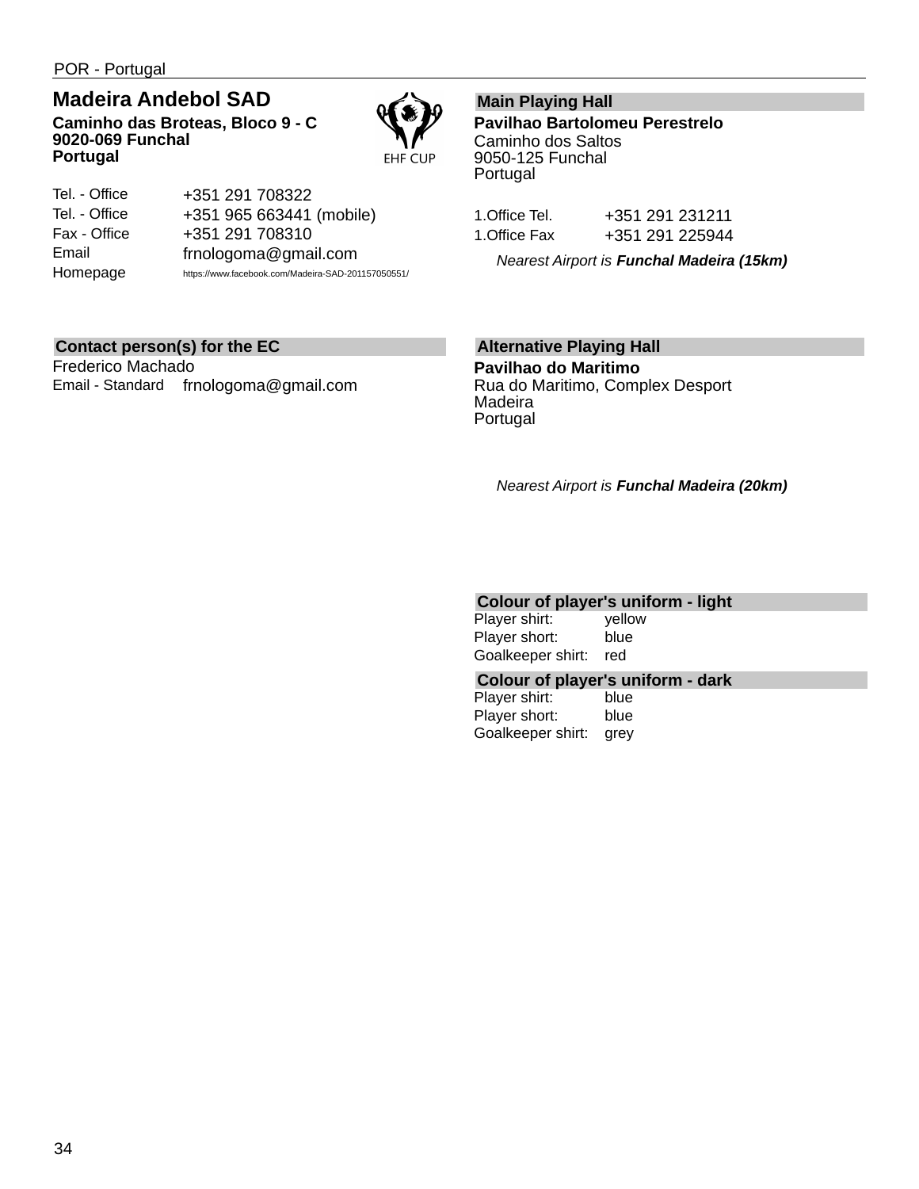POR - Portugal

## Madeira Andebol SAD

**Caminho das Broteas, Bloco 9 - C**
**9020-069 Funchal**
**Portugal**

EHF CUP

| | |
|---|---|
| Tel. - Office | +351 291 708322 |
| Tel. - Office | +351 965 663441 (mobile) |
| Fax - Office | +351 291 708310 |
| Email | frnologoma@gmail.com |
| Homepage | https://www.facebook.com/Madeira-SAD-201157050551/ |

### Contact person(s) for the EC

Frederico Machado

| | |
|---|---|
| Email - Standard | frnologoma@gmail.com |

### Main Playing Hall

**Pavilhao Bartolomeu Perestrelo**
Caminho dos Saltos
9050-125 Funchal
Portugal

| | |
|---|---|
| 1.Office Tel. | +351 291 231211 |
| 1.Office Fax | +351 291 225944 |

*Nearest Airport is **Funchal Madeira (15km)***

### Alternative Playing Hall

**Pavilhao do Maritimo**
Rua do Maritimo, Complex Desport
Madeira
Portugal

*Nearest Airport is **Funchal Madeira (20km)***

### Colour of player's uniform - light

| | |
|---|---|
| Player shirt: | yellow |
| Player short: | blue |
| Goalkeeper shirt: | red |

### Colour of player's uniform - dark

| | |
|---|---|
| Player shirt: | blue |
| Player short: | blue |
| Goalkeeper shirt: | grey |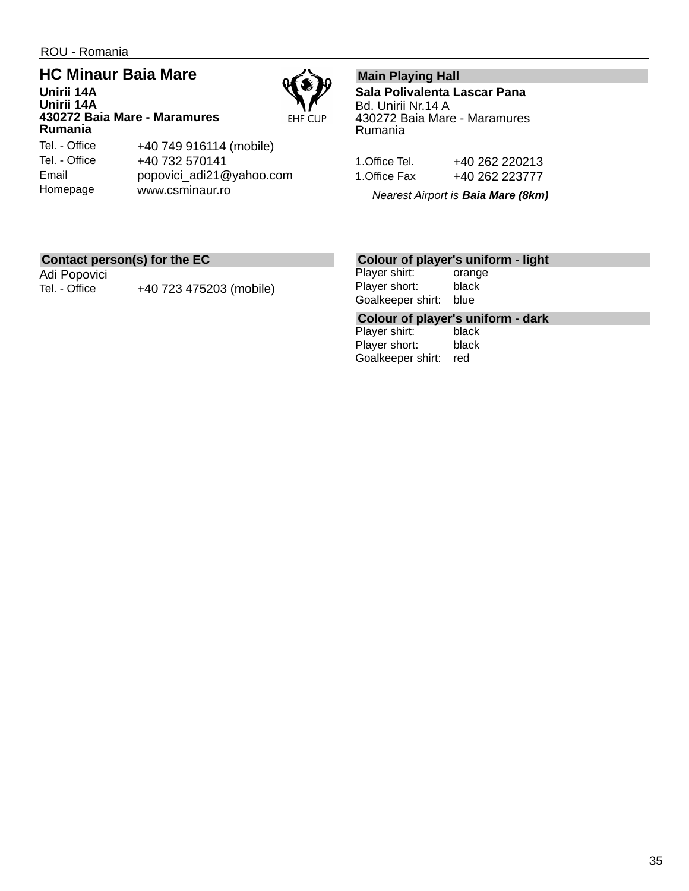ROU - Romania

## HC Minaur Baia Mare

**Unirii 14A**
**Unirii 14A**
**430272 Baia Mare - Maramures**
**Rumania**

EHF CUP

| | |
|---|---|
| Tel. - Office | +40 749 916114 (mobile) |
| Tel. - Office | +40 732 570141 |
| Email | popovici_adi21@yahoo.com |
| Homepage | www.csminaur.ro |

### Main Playing Hall

**Sala Polivalenta Lascar Pana**
Bd. Unirii Nr.14 A
430272 Baia Mare - Maramures
Rumania

| | |
|---|---|
| 1.Office Tel. | +40 262 220213 |
| 1.Office Fax | +40 262 223777 |

*Nearest Airport is **Baia Mare (8km)***

### Contact person(s) for the EC

Adi Popovici

| | |
|---|---|
| Tel. - Office | +40 723 475203 (mobile) |

### Colour of player's uniform - light

| | |
|---|---|
| Player shirt: | orange |
| Player short: | black |
| Goalkeeper shirt: | blue |

### Colour of player's uniform - dark

| | |
|---|---|
| Player shirt: | black |
| Player short: | black |
| Goalkeeper shirt: | red |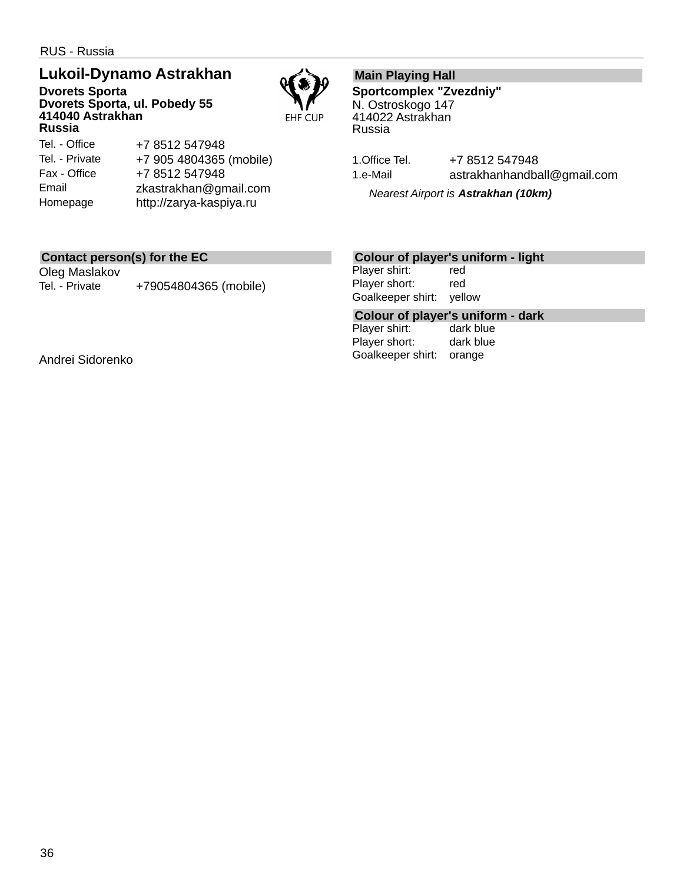RUS - Russia

## Lukoil-Dynamo Astrakhan

**Dvorets Sporta**
**Dvorets Sporta, ul. Pobedy 55**
**414040 Astrakhan**
**Russia**

| | |
|---|---|
| Tel. - Office | +7 8512 547948 |
| Tel. - Private | +7 905 4804365 (mobile) |
| Fax - Office | +7 8512 547948 |
| Email | zkastrakhan@gmail.com |
| Homepage | http://zarya-kaspiya.ru |

EHF CUP

### Main Playing Hall

**Sportcomplex "Zvezdniy"**
N. Ostroskogo 147
414022 Astrakhan
Russia

| | |
|---|---|
| 1.Office Tel. | +7 8512 547948 |
| 1.e-Mail | astrakhanhandball@gmail.com |

*Nearest Airport is* ***Astrakhan (10km)***

### Contact person(s) for the EC

Oleg Maslakov

| | |
|---|---|
| Tel. - Private | +79054804365 (mobile) |

Andrei Sidorenko

### Colour of player's uniform - light

| | |
|---|---|
| Player shirt: | red |
| Player short: | red |
| Goalkeeper shirt: | yellow |

### Colour of player's uniform - dark

| | |
|---|---|
| Player shirt: | dark blue |
| Player short: | dark blue |
| Goalkeeper shirt: | orange |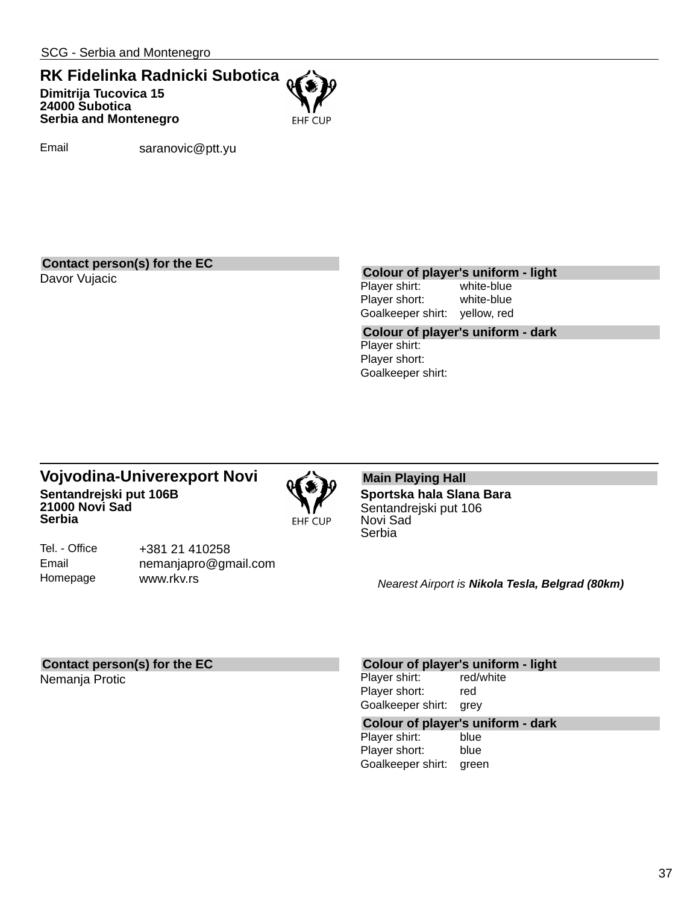SCG - Serbia and Montenegro

## RK Fidelinka Radnicki Subotica

**Dimitrija Tucovica 15**
**24000 Subotica**
**Serbia and Montenegro**

EHF CUP

| | |
|---|---|
| Email | saranovic@ptt.yu |

**Contact person(s) for the EC**

Davor Vujacic

**Colour of player's uniform - light**

| | |
|---|---|
| Player shirt: | white-blue |
| Player short: | white-blue |
| Goalkeeper shirt: | yellow, red |

**Colour of player's uniform - dark**

| | |
|---|---|
| Player shirt: | |
| Player short: | |
| Goalkeeper shirt: | |

## Vojvodina-Univerexport Novi

**Sentandrejski put 106B**
**21000 Novi Sad**
**Serbia**

EHF CUP

| | |
|---|---|
| Tel. - Office | +381 21 410258 |
| Email | nemanjapro@gmail.com |
| Homepage | www.rkv.rs |

**Main Playing Hall**

**Sportska hala Slana Bara**
Sentandrejski put 106
Novi Sad
Serbia

*Nearest Airport is **Nikola Tesla, Belgrad (80km)***

**Contact person(s) for the EC**

Nemanja Protic

**Colour of player's uniform - light**

| | |
|---|---|
| Player shirt: | red/white |
| Player short: | red |
| Goalkeeper shirt: | grey |

**Colour of player's uniform - dark**

| | |
|---|---|
| Player shirt: | blue |
| Player short: | blue |
| Goalkeeper shirt: | green |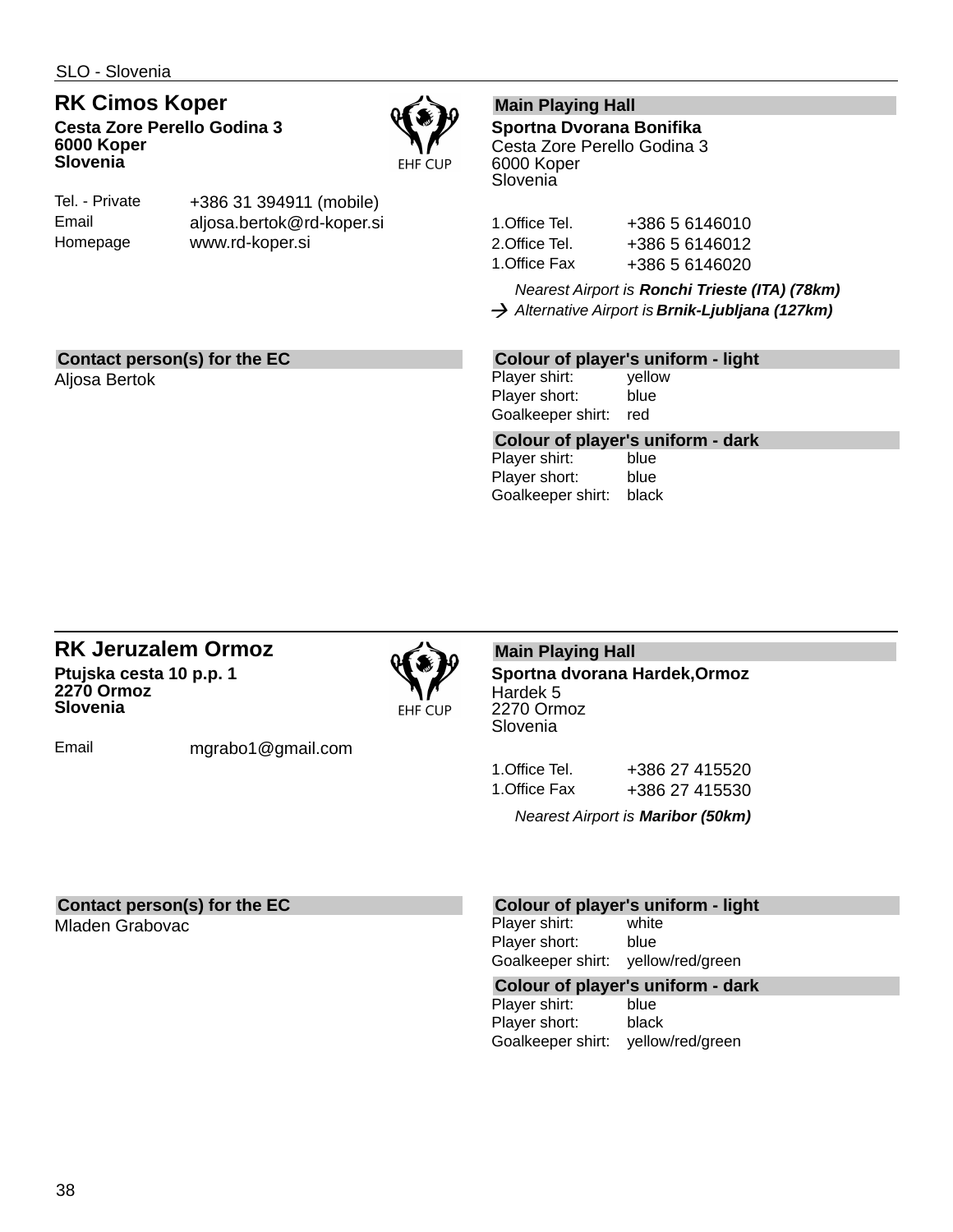SLO - Slovenia

## RK Cimos Koper

**Cesta Zore Perello Godina 3**
**6000 Koper**
**Slovenia**

EHF CUP

| | |
|---|---|
| Tel. - Private | +386 31 394911 (mobile) |
| Email | aljosa.bertok@rd-koper.si |
| Homepage | www.rd-koper.si |

### Main Playing Hall

**Sportna Dvorana Bonifika**
Cesta Zore Perello Godina 3
6000 Koper
Slovenia

| | |
|---|---|
| 1.Office Tel. | +386 5 6146010 |
| 2.Office Tel. | +386 5 6146012 |
| 1.Office Fax | +386 5 6146020 |

*Nearest Airport is **Ronchi Trieste (ITA) (78km)***
→ *Alternative Airport is **Brnik-Ljubljana (127km)***

### Contact person(s) for the EC

Aljosa Bertok

### Colour of player's uniform - light

| | |
|---|---|
| Player shirt: | yellow |
| Player short: | blue |
| Goalkeeper shirt: | red |

### Colour of player's uniform - dark

| | |
|---|---|
| Player shirt: | blue |
| Player short: | blue |
| Goalkeeper shirt: | black |

---

## RK Jeruzalem Ormoz

**Ptujska cesta 10 p.p. 1**
**2270 Ormoz**
**Slovenia**

EHF CUP

| | |
|---|---|
| Email | mgrabo1@gmail.com |

### Main Playing Hall

**Sportna dvorana Hardek,Ormoz**
Hardek 5
2270 Ormoz
Slovenia

| | |
|---|---|
| 1.Office Tel. | +386 27 415520 |
| 1.Office Fax | +386 27 415530 |

*Nearest Airport is **Maribor (50km)***

### Contact person(s) for the EC

Mladen Grabovac

### Colour of player's uniform - light

| | |
|---|---|
| Player shirt: | white |
| Player short: | blue |
| Goalkeeper shirt: | yellow/red/green |

### Colour of player's uniform - dark

| | |
|---|---|
| Player shirt: | blue |
| Player short: | black |
| Goalkeeper shirt: | yellow/red/green |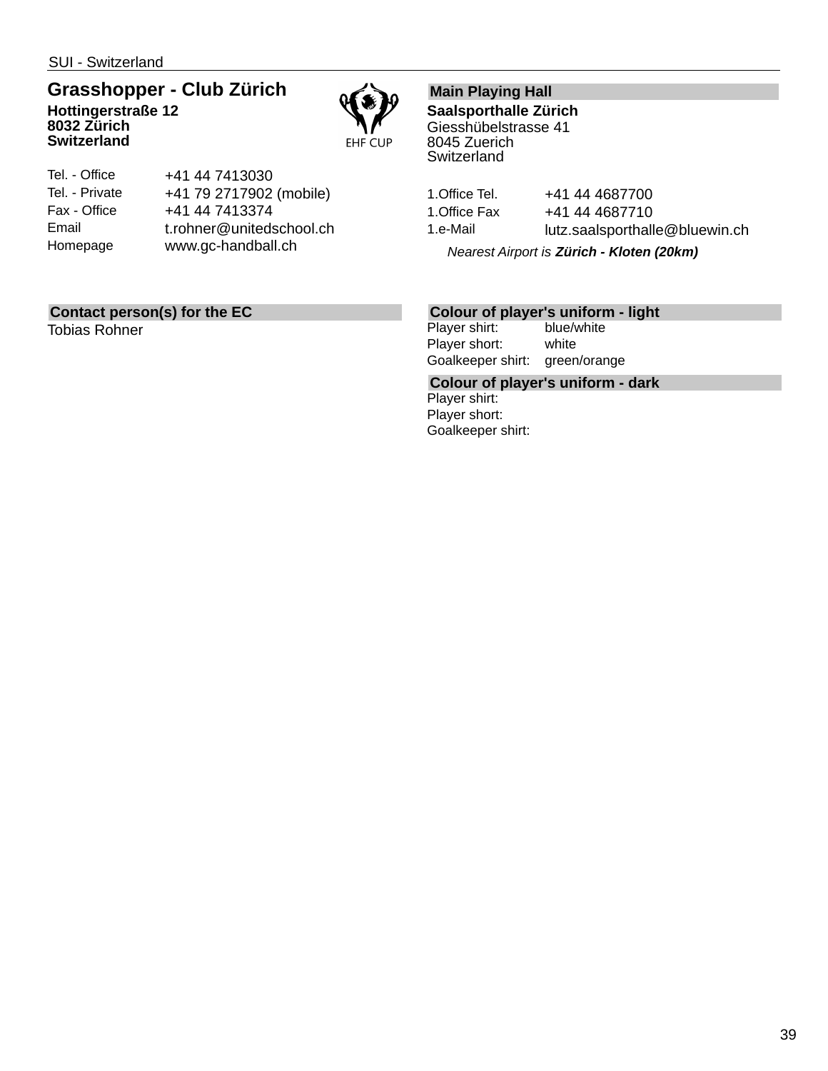SUI - Switzerland

## Grasshopper - Club Zürich

**Hottingerstraße 12**
**8032 Zürich**
**Switzerland**

EHF CUP

| | |
|---|---|
| Tel. - Office | +41 44 7413030 |
| Tel. - Private | +41 79 2717902 (mobile) |
| Fax - Office | +41 44 7413374 |
| Email | t.rohner@unitedschool.ch |
| Homepage | www.gc-handball.ch |

### Main Playing Hall

**Saalsporthalle Zürich**
Giesshübelstrasse 41
8045 Zuerich
Switzerland

| | |
|---|---|
| 1.Office Tel. | +41 44 4687700 |
| 1.Office Fax | +41 44 4687710 |
| 1.e-Mail | lutz.saalsporthalle@bluewin.ch |

*Nearest Airport is **Zürich - Kloten (20km)***

### Contact person(s) for the EC

Tobias Rohner

### Colour of player's uniform - light

| | |
|---|---|
| Player shirt: | blue/white |
| Player short: | white |
| Goalkeeper shirt: | green/orange |

### Colour of player's uniform - dark

| | |
|---|---|
| Player shirt: | |
| Player short: | |
| Goalkeeper shirt: | |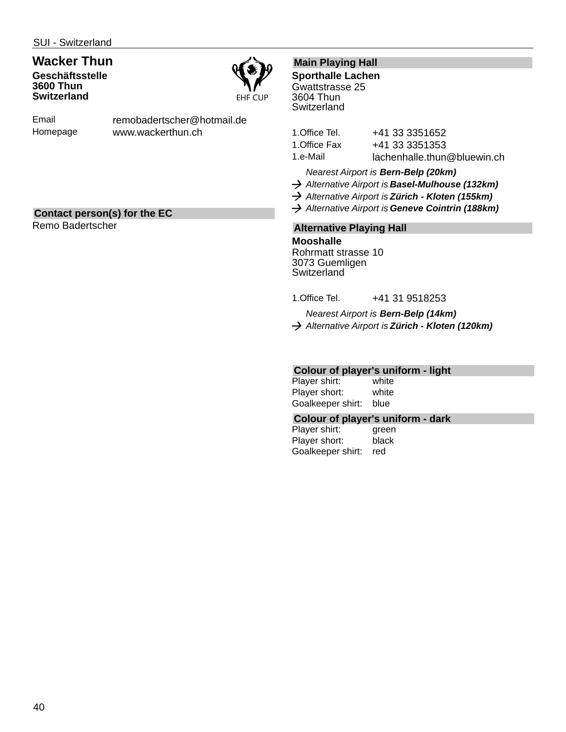SUI - Switzerland

## Wacker Thun

**Geschäftsstelle**
**3600 Thun**
**Switzerland**

EHF CUP

| | |
|---|---|
| Email | remobadertscher@hotmail.de |
| Homepage | www.wackerthun.ch |

### Contact person(s) for the EC

Remo Badertscher

### Main Playing Hall

**Sporthalle Lachen**
Gwattstrasse 25
3604 Thun
Switzerland

| | |
|---|---|
| 1.Office Tel. | +41 33 3351652 |
| 1.Office Fax | +41 33 3351353 |
| 1.e-Mail | lachenhalle.thun@bluewin.ch |

*Nearest Airport is* ***Bern-Belp (20km)***
→ *Alternative Airport is* ***Basel-Mulhouse (132km)***
→ *Alternative Airport is* ***Zürich - Kloten (155km)***
→ *Alternative Airport is* ***Geneve Cointrin (188km)***

### Alternative Playing Hall

**Mooshalle**
Rohrmatt strasse 10
3073 Guemligen
Switzerland

| | |
|---|---|
| 1.Office Tel. | +41 31 9518253 |

*Nearest Airport is* ***Bern-Belp (14km)***
→ *Alternative Airport is* ***Zürich - Kloten (120km)***

### Colour of player's uniform - light

| | |
|---|---|
| Player shirt: | white |
| Player short: | white |
| Goalkeeper shirt: | blue |

### Colour of player's uniform - dark

| | |
|---|---|
| Player shirt: | green |
| Player short: | black |
| Goalkeeper shirt: | red |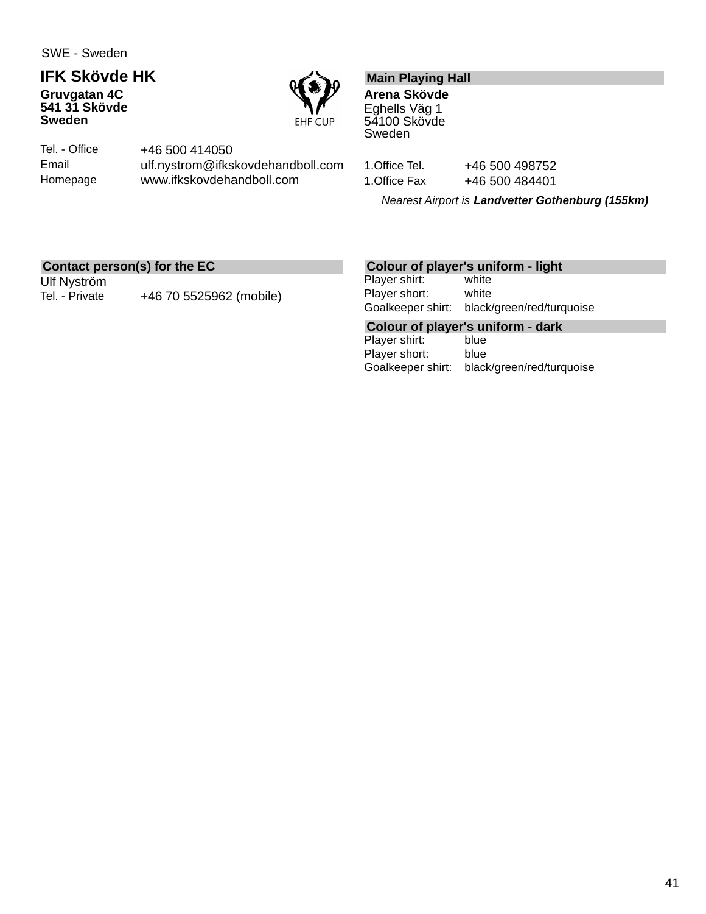SWE - Sweden

## IFK Skövde HK

**Gruvgatan 4C**
**541 31 Skövde**
**Sweden**

EHF CUP

| | |
|---|---|
| Tel. - Office | +46 500 414050 |
| Email | ulf.nystrom@ifkskovdehandboll.com |
| Homepage | www.ifkskovdehandboll.com |

### Main Playing Hall

**Arena Skövde**
Eghells Väg 1
54100 Skövde
Sweden

| | |
|---|---|
| 1.Office Tel. | +46 500 498752 |
| 1.Office Fax | +46 500 484401 |

*Nearest Airport is **Landvetter Gothenburg (155km)***

### Contact person(s) for the EC

Ulf Nyström

| | |
|---|---|
| Tel. - Private | +46 70 5525962 (mobile) |

### Colour of player's uniform - light

| | |
|---|---|
| Player shirt: | white |
| Player short: | white |
| Goalkeeper shirt: | black/green/red/turquoise |

### Colour of player's uniform - dark

| | |
|---|---|
| Player shirt: | blue |
| Player short: | blue |
| Goalkeeper shirt: | black/green/red/turquoise |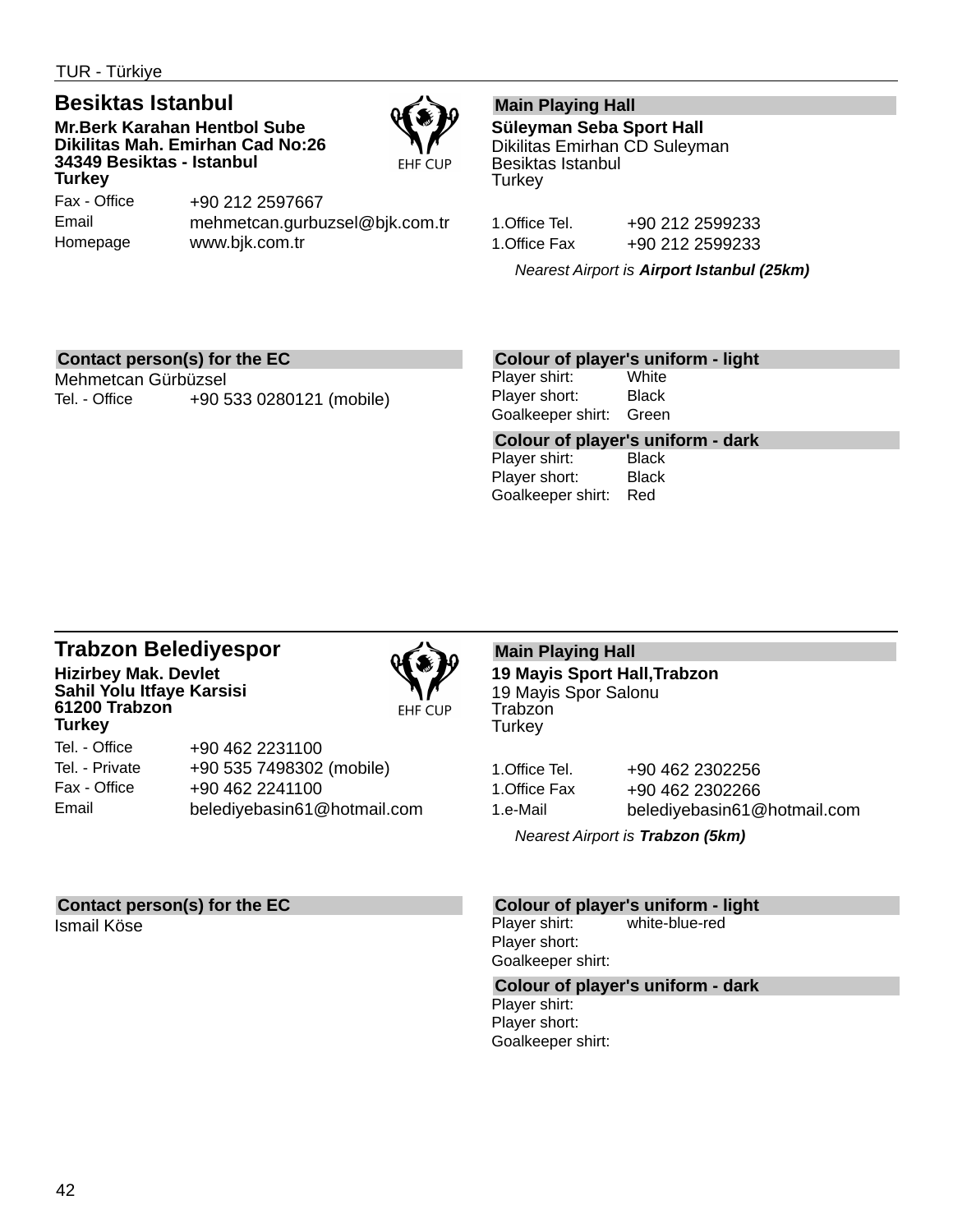TUR - Türkiye

## Besiktas Istanbul

**Mr.Berk Karahan Hentbol Sube**
**Dikilitas Mah. Emirhan Cad No:26**
**34349 Besiktas - Istanbul**
**Turkey**

EHF CUP

| | |
|---|---|
| Fax - Office | +90 212 2597667 |
| Email | mehmetcan.gurbuzsel@bjk.com.tr |
| Homepage | www.bjk.com.tr |

### Main Playing Hall

**Süleyman Seba Sport Hall**
Dikilitas Emirhan CD Suleyman
Besiktas Istanbul
Turkey

| | |
|---|---|
| 1.Office Tel. | +90 212 2599233 |
| 1.Office Fax | +90 212 2599233 |

*Nearest Airport is **Airport Istanbul (25km)***

### Contact person(s) for the EC

Mehmetcan Gürbüzsel

| | |
|---|---|
| Tel. - Office | +90 533 0280121 (mobile) |

### Colour of player's uniform - light

| | |
|---|---|
| Player shirt: | White |
| Player short: | Black |
| Goalkeeper shirt: | Green |

### Colour of player's uniform - dark

| | |
|---|---|
| Player shirt: | Black |
| Player short: | Black |
| Goalkeeper shirt: | Red |

---

## Trabzon Belediyespor

**Hizirbey Mak. Devlet**
**Sahil Yolu Itfaye Karsisi**
**61200 Trabzon**
**Turkey**

EHF CUP

| | |
|---|---|
| Tel. - Office | +90 462 2231100 |
| Tel. - Private | +90 535 7498302 (mobile) |
| Fax - Office | +90 462 2241100 |
| Email | belediyebasin61@hotmail.com |

### Main Playing Hall

**19 Mayis Sport Hall,Trabzon**
19 Mayis Spor Salonu
Trabzon
Turkey

| | |
|---|---|
| 1.Office Tel. | +90 462 2302256 |
| 1.Office Fax | +90 462 2302266 |
| 1.e-Mail | belediyebasin61@hotmail.com |

*Nearest Airport is **Trabzon (5km)***

### Contact person(s) for the EC

Ismail Köse

### Colour of player's uniform - light

| | |
|---|---|
| Player shirt: | white-blue-red |
| Player short: | |
| Goalkeeper shirt: | |

### Colour of player's uniform - dark

| | |
|---|---|
| Player shirt: | |
| Player short: | |
| Goalkeeper shirt: | |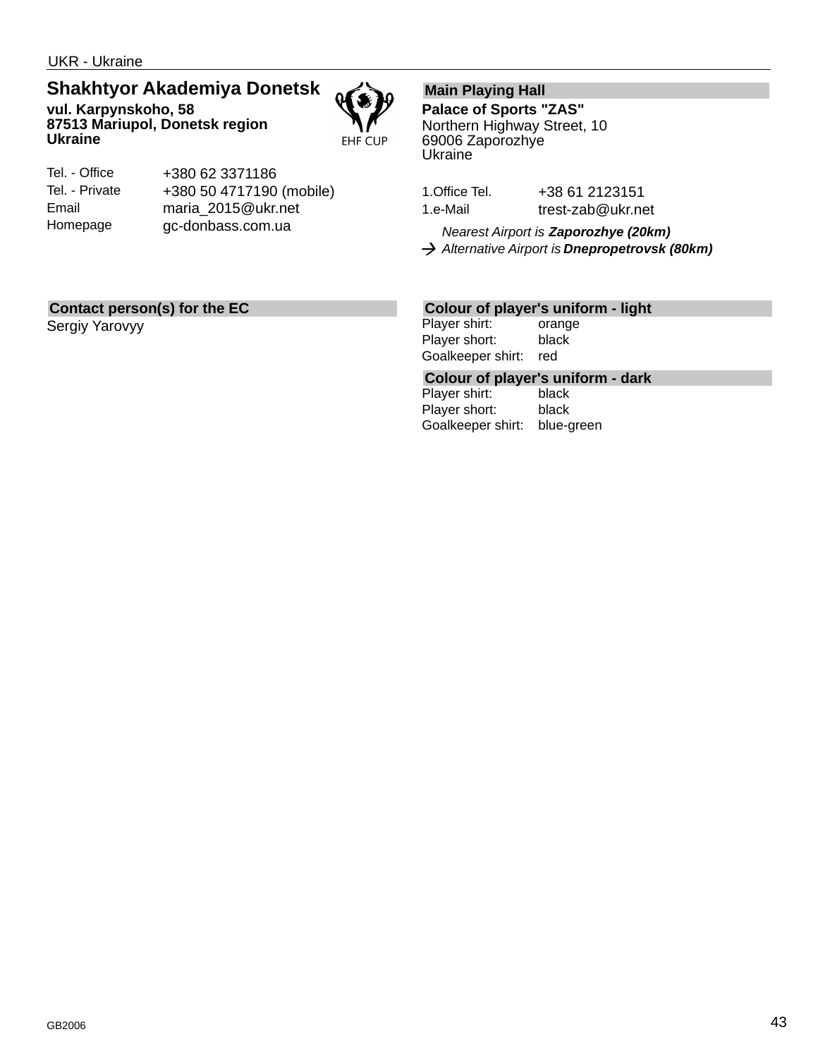UKR - Ukraine

## Shakhtyor Akademiya Donetsk

**vul. Karpynskoho, 58**
**87513 Mariupol, Donetsk region**
**Ukraine**

EHF CUP

| | |
|---|---|
| Tel. - Office | +380 62 3371186 |
| Tel. - Private | +380 50 4717190 (mobile) |
| Email | maria_2015@ukr.net |
| Homepage | gc-donbass.com.ua |

### Main Playing Hall

**Palace of Sports "ZAS"**
Northern Highway Street, 10
69006 Zaporozhye
Ukraine

| | |
|---|---|
| 1.Office Tel. | +38 61 2123151 |
| 1.e-Mail | trest-zab@ukr.net |

*Nearest Airport is **Zaporozhye (20km)***
→ *Alternative Airport is **Dnepropetrovsk (80km)***

### Contact person(s) for the EC

Sergiy Yarovyy

### Colour of player's uniform - light

| | |
|---|---|
| Player shirt: | orange |
| Player short: | black |
| Goalkeeper shirt: | red |

### Colour of player's uniform - dark

| | |
|---|---|
| Player shirt: | black |
| Player short: | black |
| Goalkeeper shirt: | blue-green |

GB2006